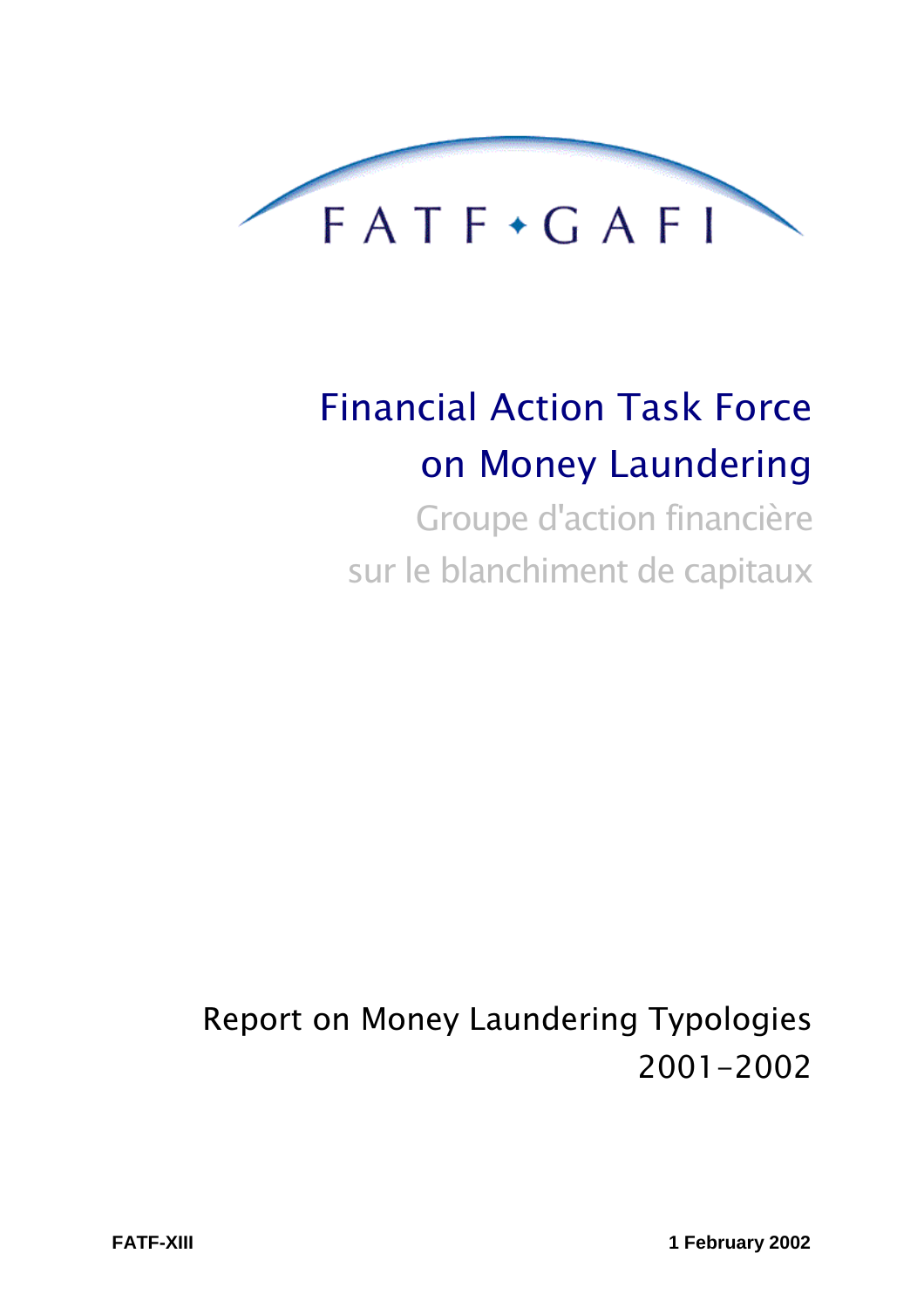FATF • GAFI

# Financial Action Task Force on Money Laundering

Groupe d'action financière sur le blanchiment de capitaux

## Report on Money Laundering Typologies 2001-2002

FATF-XIII

1 February 2002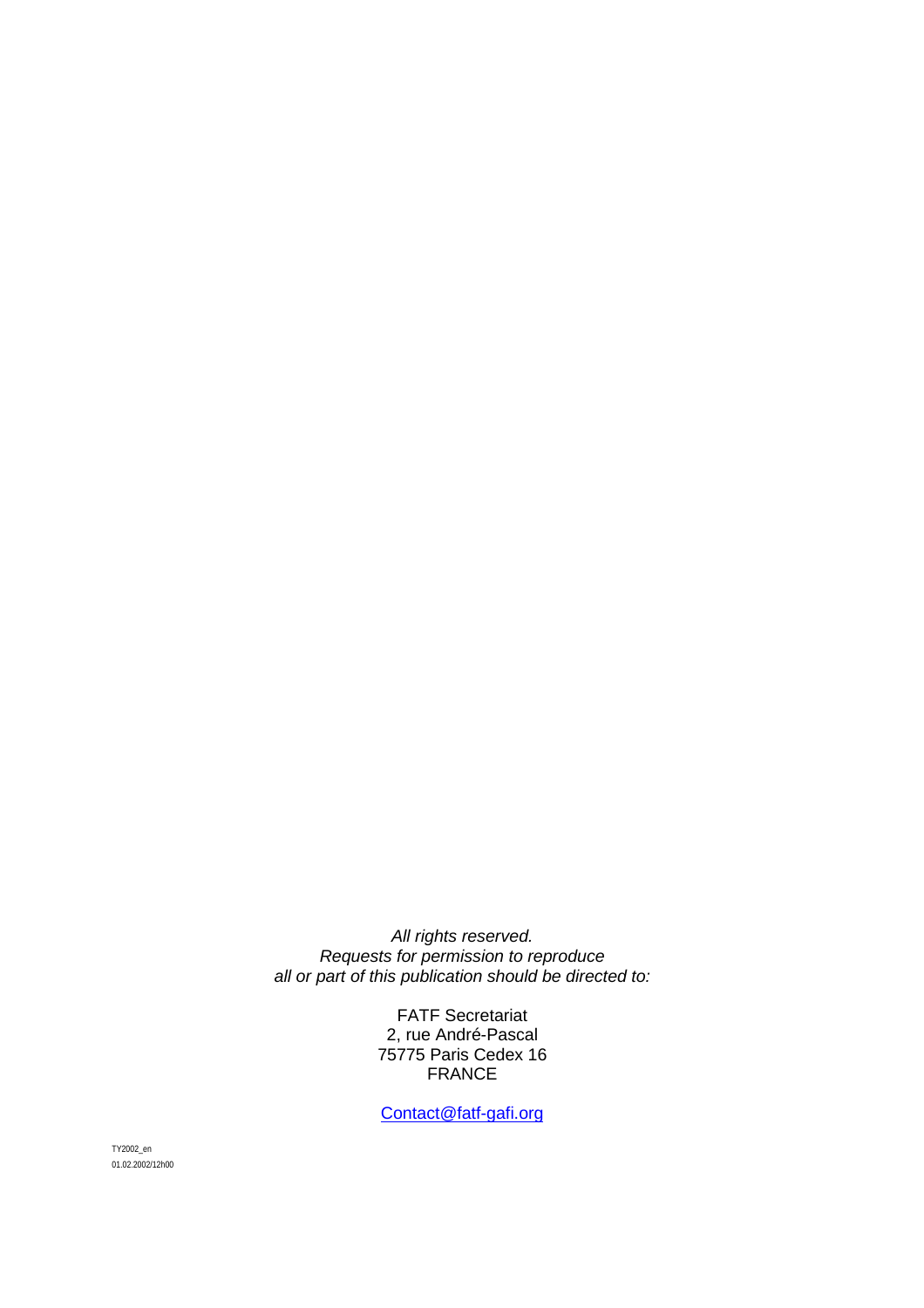*All rights reserved.*
*Requests for permission to reproduce*
*all or part of this publication should be directed to:*

FATF Secretariat
2, rue André-Pascal
75775 Paris Cedex 16
FRANCE

Contact@fatf-gafi.org

TY2002_en
01.02.2002/12h00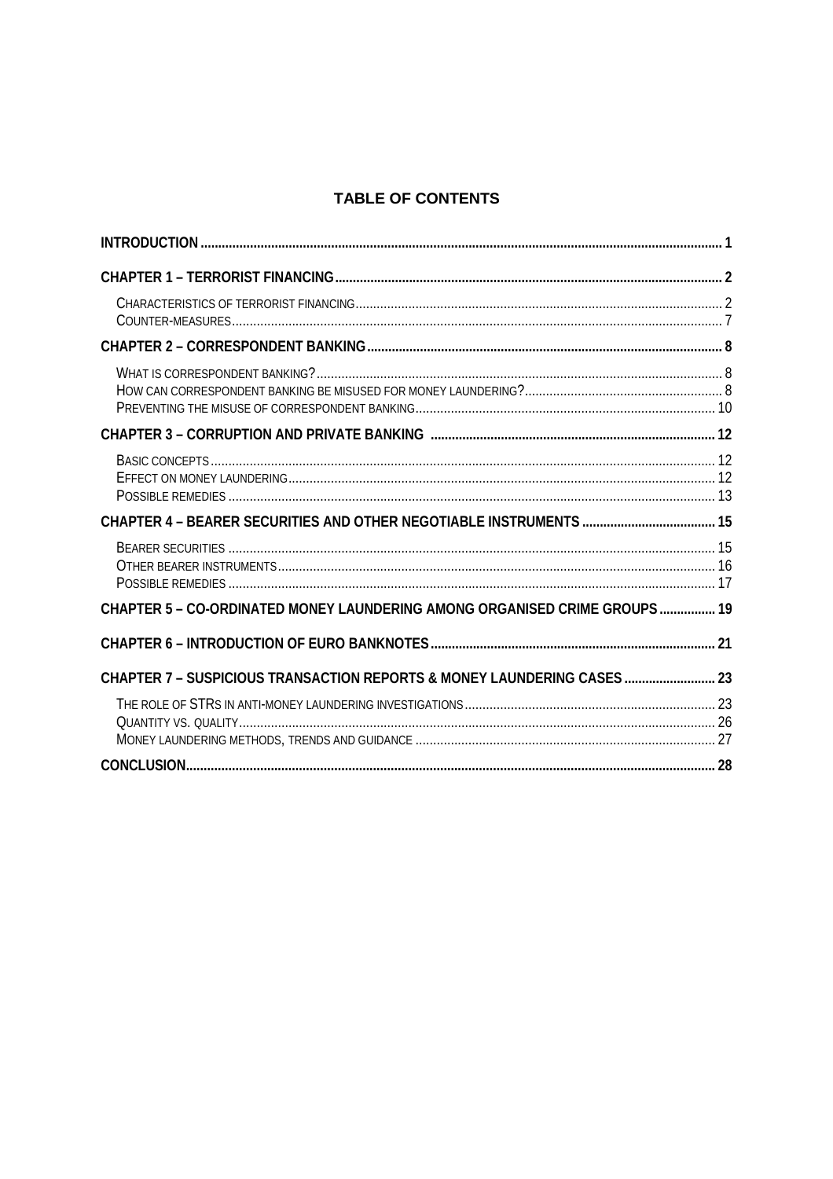## TABLE OF CONTENTS

| | |
|---|---|
| **INTRODUCTION** | **1** |
| **CHAPTER 1 – TERRORIST FINANCING** | **2** |
| CHARACTERISTICS OF TERRORIST FINANCING | 2 |
| COUNTER-MEASURES | 7 |
| **CHAPTER 2 – CORRESPONDENT BANKING** | **8** |
| WHAT IS CORRESPONDENT BANKING? | 8 |
| HOW CAN CORRESPONDENT BANKING BE MISUSED FOR MONEY LAUNDERING? | 8 |
| PREVENTING THE MISUSE OF CORRESPONDENT BANKING | 10 |
| **CHAPTER 3 – CORRUPTION AND PRIVATE BANKING** | **12** |
| BASIC CONCEPTS | 12 |
| EFFECT ON MONEY LAUNDERING | 12 |
| POSSIBLE REMEDIES | 13 |
| **CHAPTER 4 – BEARER SECURITIES AND OTHER NEGOTIABLE INSTRUMENTS** | **15** |
| BEARER SECURITIES | 15 |
| OTHER BEARER INSTRUMENTS | 16 |
| POSSIBLE REMEDIES | 17 |
| **CHAPTER 5 – CO-ORDINATED MONEY LAUNDERING AMONG ORGANISED CRIME GROUPS** | **19** |
| **CHAPTER 6 – INTRODUCTION OF EURO BANKNOTES** | **21** |
| **CHAPTER 7 – SUSPICIOUS TRANSACTION REPORTS & MONEY LAUNDERING CASES** | **23** |
| THE ROLE OF STRS IN ANTI-MONEY LAUNDERING INVESTIGATIONS | 23 |
| QUANTITY VS. QUALITY | 26 |
| MONEY LAUNDERING METHODS, TRENDS AND GUIDANCE | 27 |
| **CONCLUSION** | **28** |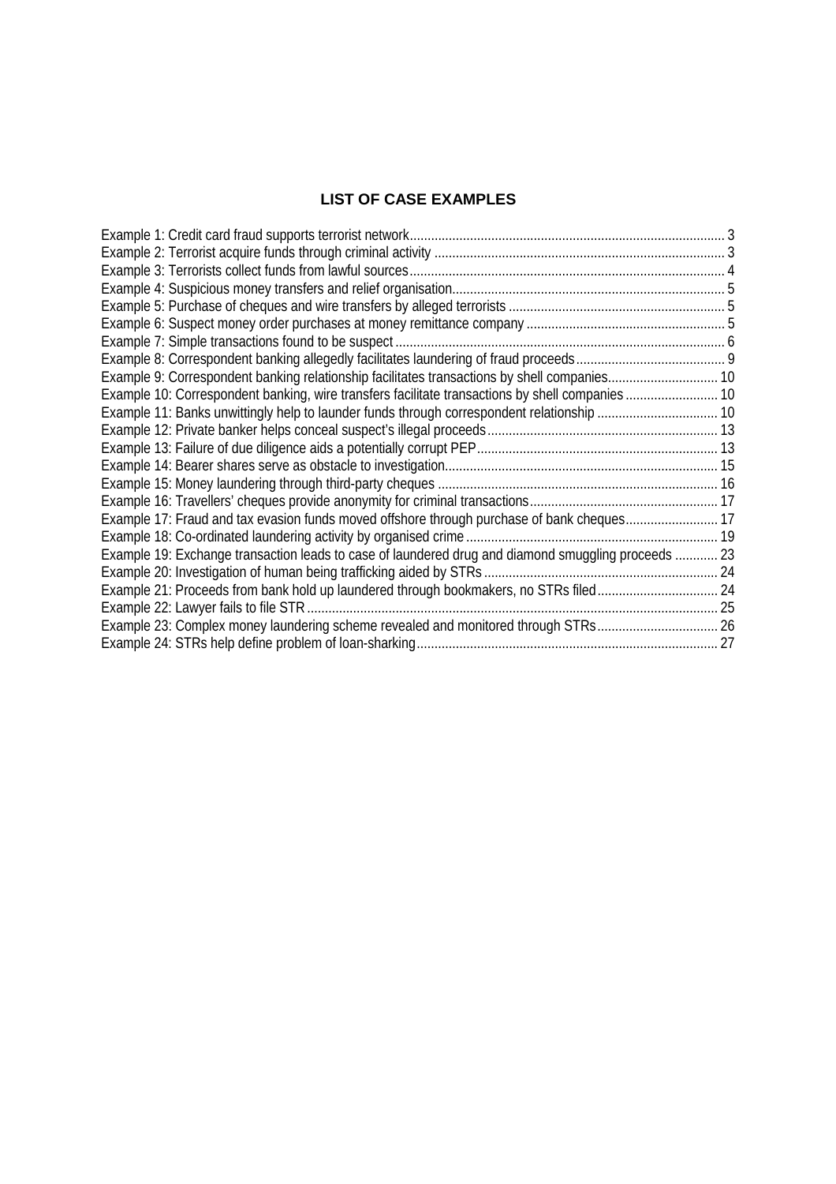## LIST OF CASE EXAMPLES

Example 1: Credit card fraud supports terrorist network ..... 3
Example 2: Terrorist acquire funds through criminal activity ..... 3
Example 3: Terrorists collect funds from lawful sources ..... 4
Example 4: Suspicious money transfers and relief organisation ..... 5
Example 5: Purchase of cheques and wire transfers by alleged terrorists ..... 5
Example 6: Suspect money order purchases at money remittance company ..... 5
Example 7: Simple transactions found to be suspect ..... 6
Example 8: Correspondent banking allegedly facilitates laundering of fraud proceeds ..... 9
Example 9: Correspondent banking relationship facilitates transactions by shell companies ..... 10
Example 10: Correspondent banking, wire transfers facilitate transactions by shell companies ..... 10
Example 11: Banks unwittingly help to launder funds through correspondent relationship ..... 10
Example 12: Private banker helps conceal suspect's illegal proceeds ..... 13
Example 13: Failure of due diligence aids a potentially corrupt PEP ..... 13
Example 14: Bearer shares serve as obstacle to investigation ..... 15
Example 15: Money laundering through third-party cheques ..... 16
Example 16: Travellers' cheques provide anonymity for criminal transactions ..... 17
Example 17: Fraud and tax evasion funds moved offshore through purchase of bank cheques ..... 17
Example 18: Co-ordinated laundering activity by organised crime ..... 19
Example 19: Exchange transaction leads to case of laundered drug and diamond smuggling proceeds ..... 23
Example 20: Investigation of human being trafficking aided by STRs ..... 24
Example 21: Proceeds from bank hold up laundered through bookmakers, no STRs filed ..... 24
Example 22: Lawyer fails to file STR ..... 25
Example 23: Complex money laundering scheme revealed and monitored through STRs ..... 26
Example 24: STRs help define problem of loan-sharking ..... 27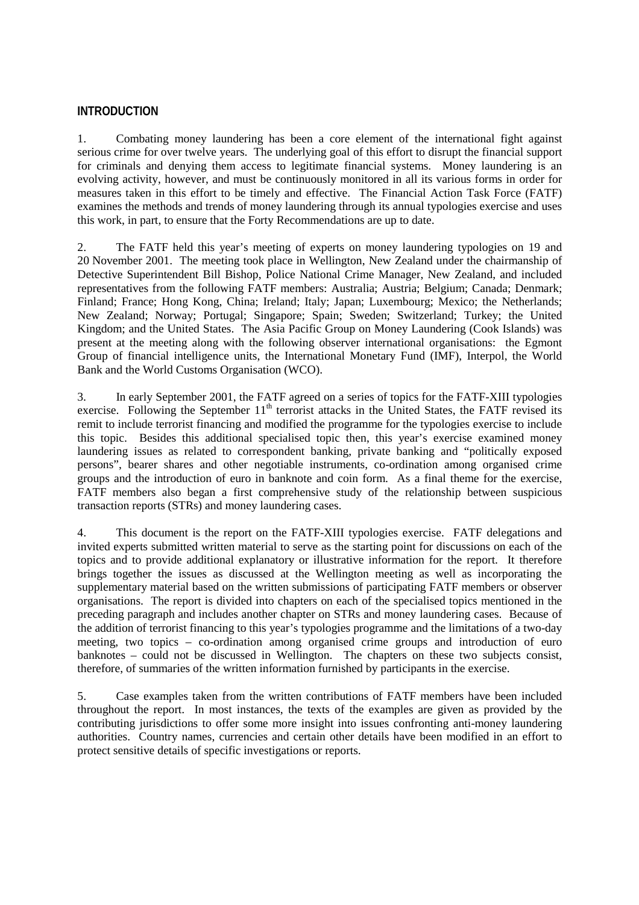## INTRODUCTION

1. Combating money laundering has been a core element of the international fight against serious crime for over twelve years. The underlying goal of this effort to disrupt the financial support for criminals and denying them access to legitimate financial systems. Money laundering is an evolving activity, however, and must be continuously monitored in all its various forms in order for measures taken in this effort to be timely and effective. The Financial Action Task Force (FATF) examines the methods and trends of money laundering through its annual typologies exercise and uses this work, in part, to ensure that the Forty Recommendations are up to date.

2. The FATF held this year's meeting of experts on money laundering typologies on 19 and 20 November 2001. The meeting took place in Wellington, New Zealand under the chairmanship of Detective Superintendent Bill Bishop, Police National Crime Manager, New Zealand, and included representatives from the following FATF members: Australia; Austria; Belgium; Canada; Denmark; Finland; France; Hong Kong, China; Ireland; Italy; Japan; Luxembourg; Mexico; the Netherlands; New Zealand; Norway; Portugal; Singapore; Spain; Sweden; Switzerland; Turkey; the United Kingdom; and the United States. The Asia Pacific Group on Money Laundering (Cook Islands) was present at the meeting along with the following observer international organisations: the Egmont Group of financial intelligence units, the International Monetary Fund (IMF), Interpol, the World Bank and the World Customs Organisation (WCO).

3. In early September 2001, the FATF agreed on a series of topics for the FATF-XIII typologies exercise. Following the September 11th terrorist attacks in the United States, the FATF revised its remit to include terrorist financing and modified the programme for the typologies exercise to include this topic. Besides this additional specialised topic then, this year's exercise examined money laundering issues as related to correspondent banking, private banking and "politically exposed persons", bearer shares and other negotiable instruments, co-ordination among organised crime groups and the introduction of euro in banknote and coin form. As a final theme for the exercise, FATF members also began a first comprehensive study of the relationship between suspicious transaction reports (STRs) and money laundering cases.

4. This document is the report on the FATF-XIII typologies exercise. FATF delegations and invited experts submitted written material to serve as the starting point for discussions on each of the topics and to provide additional explanatory or illustrative information for the report. It therefore brings together the issues as discussed at the Wellington meeting as well as incorporating the supplementary material based on the written submissions of participating FATF members or observer organisations. The report is divided into chapters on each of the specialised topics mentioned in the preceding paragraph and includes another chapter on STRs and money laundering cases. Because of the addition of terrorist financing to this year's typologies programme and the limitations of a two-day meeting, two topics – co-ordination among organised crime groups and introduction of euro banknotes – could not be discussed in Wellington. The chapters on these two subjects consist, therefore, of summaries of the written information furnished by participants in the exercise.

5. Case examples taken from the written contributions of FATF members have been included throughout the report. In most instances, the texts of the examples are given as provided by the contributing jurisdictions to offer some more insight into issues confronting anti-money laundering authorities. Country names, currencies and certain other details have been modified in an effort to protect sensitive details of specific investigations or reports.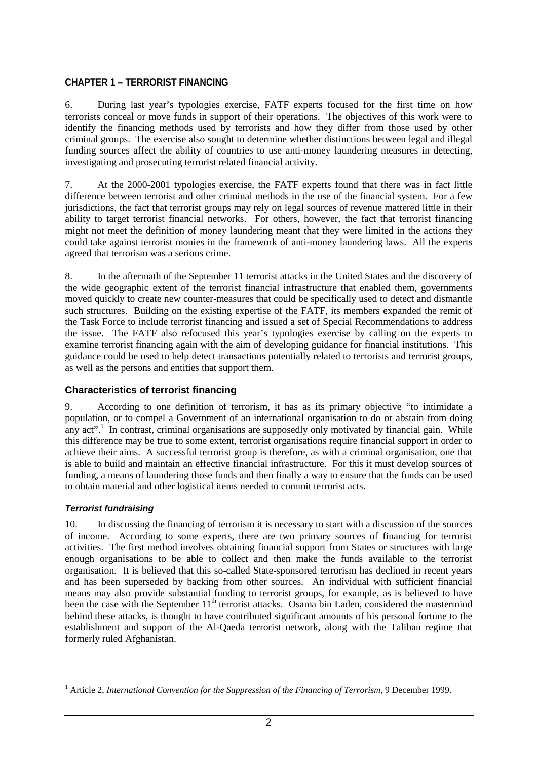## CHAPTER 1 – TERRORIST FINANCING

6. During last year's typologies exercise, FATF experts focused for the first time on how terrorists conceal or move funds in support of their operations. The objectives of this work were to identify the financing methods used by terrorists and how they differ from those used by other criminal groups. The exercise also sought to determine whether distinctions between legal and illegal funding sources affect the ability of countries to use anti-money laundering measures in detecting, investigating and prosecuting terrorist related financial activity.

7. At the 2000-2001 typologies exercise, the FATF experts found that there was in fact little difference between terrorist and other criminal methods in the use of the financial system. For a few jurisdictions, the fact that terrorist groups may rely on legal sources of revenue mattered little in their ability to target terrorist financial networks. For others, however, the fact that terrorist financing might not meet the definition of money laundering meant that they were limited in the actions they could take against terrorist monies in the framework of anti-money laundering laws. All the experts agreed that terrorism was a serious crime.

8. In the aftermath of the September 11 terrorist attacks in the United States and the discovery of the wide geographic extent of the terrorist financial infrastructure that enabled them, governments moved quickly to create new counter-measures that could be specifically used to detect and dismantle such structures. Building on the existing expertise of the FATF, its members expanded the remit of the Task Force to include terrorist financing and issued a set of Special Recommendations to address the issue. The FATF also refocused this year's typologies exercise by calling on the experts to examine terrorist financing again with the aim of developing guidance for financial institutions. This guidance could be used to help detect transactions potentially related to terrorists and terrorist groups, as well as the persons and entities that support them.

### Characteristics of terrorist financing

9. According to one definition of terrorism, it has as its primary objective "to intimidate a population, or to compel a Government of an international organisation to do or abstain from doing any act".[1] In contrast, criminal organisations are supposedly only motivated by financial gain. While this difference may be true to some extent, terrorist organisations require financial support in order to achieve their aims. A successful terrorist group is therefore, as with a criminal organisation, one that is able to build and maintain an effective financial infrastructure. For this it must develop sources of funding, a means of laundering those funds and then finally a way to ensure that the funds can be used to obtain material and other logistical items needed to commit terrorist acts.

#### *Terrorist fundraising*

10. In discussing the financing of terrorism it is necessary to start with a discussion of the sources of income. According to some experts, there are two primary sources of financing for terrorist activities. The first method involves obtaining financial support from States or structures with large enough organisations to be able to collect and then make the funds available to the terrorist organisation. It is believed that this so-called State-sponsored terrorism has declined in recent years and has been superseded by backing from other sources. An individual with sufficient financial means may also provide substantial funding to terrorist groups, for example, as is believed to have been the case with the September 11th terrorist attacks. Osama bin Laden, considered the mastermind behind these attacks, is thought to have contributed significant amounts of his personal fortune to the establishment and support of the Al-Qaeda terrorist network, along with the Taliban regime that formerly ruled Afghanistan.

[1] Article 2, *International Convention for the Suppression of the Financing of Terrorism*, 9 December 1999.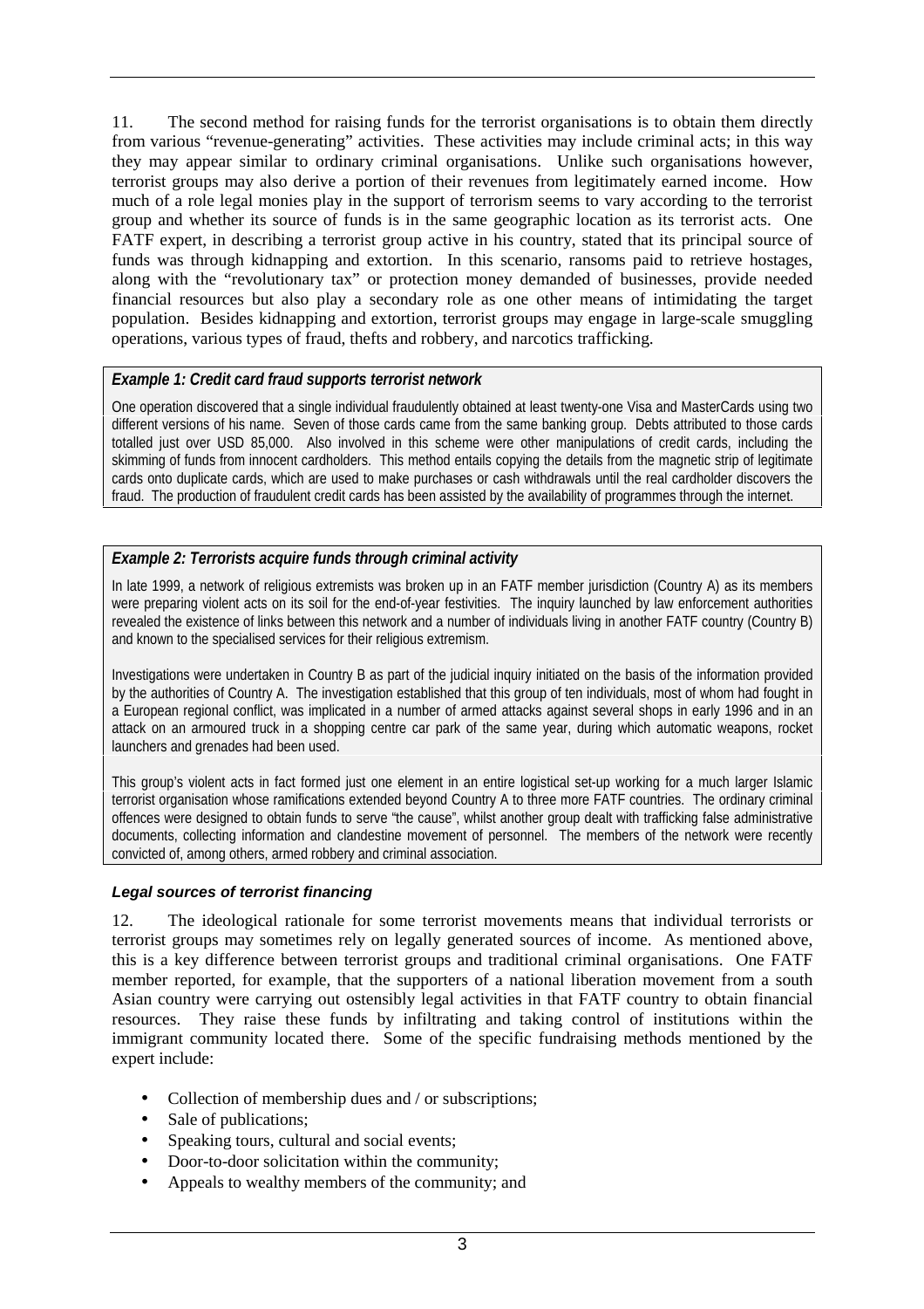11. The second method for raising funds for the terrorist organisations is to obtain them directly from various "revenue-generating" activities. These activities may include criminal acts; in this way they may appear similar to ordinary criminal organisations. Unlike such organisations however, terrorist groups may also derive a portion of their revenues from legitimately earned income. How much of a role legal monies play in the support of terrorism seems to vary according to the terrorist group and whether its source of funds is in the same geographic location as its terrorist acts. One FATF expert, in describing a terrorist group active in his country, stated that its principal source of funds was through kidnapping and extortion. In this scenario, ransoms paid to retrieve hostages, along with the "revolutionary tax" or protection money demanded of businesses, provide needed financial resources but also play a secondary role as one other means of intimidating the target population. Besides kidnapping and extortion, terrorist groups may engage in large-scale smuggling operations, various types of fraud, thefts and robbery, and narcotics trafficking.

> ***Example 1: Credit card fraud supports terrorist network***
>
> One operation discovered that a single individual fraudulently obtained at least twenty-one Visa and MasterCards using two different versions of his name. Seven of those cards came from the same banking group. Debts attributed to those cards totalled just over USD 85,000. Also involved in this scheme were other manipulations of credit cards, including the skimming of funds from innocent cardholders. This method entails copying the details from the magnetic strip of legitimate cards onto duplicate cards, which are used to make purchases or cash withdrawals until the real cardholder discovers the fraud. The production of fraudulent credit cards has been assisted by the availability of programmes through the internet.

> ***Example 2: Terrorists acquire funds through criminal activity***
>
> In late 1999, a network of religious extremists was broken up in an FATF member jurisdiction (Country A) as its members were preparing violent acts on its soil for the end-of-year festivities. The inquiry launched by law enforcement authorities revealed the existence of links between this network and a number of individuals living in another FATF country (Country B) and known to the specialised services for their religious extremism.
>
> Investigations were undertaken in Country B as part of the judicial inquiry initiated on the basis of the information provided by the authorities of Country A. The investigation established that this group of ten individuals, most of whom had fought in a European regional conflict, was implicated in a number of armed attacks against several shops in early 1996 and in an attack on an armoured truck in a shopping centre car park of the same year, during which automatic weapons, rocket launchers and grenades had been used.
>
> This group's violent acts in fact formed just one element in an entire logistical set-up working for a much larger Islamic terrorist organisation whose ramifications extended beyond Country A to three more FATF countries. The ordinary criminal offences were designed to obtain funds to serve "the cause", whilst another group dealt with trafficking false administrative documents, collecting information and clandestine movement of personnel. The members of the network were recently convicted of, among others, armed robbery and criminal association.

### *Legal sources of terrorist financing*

12. The ideological rationale for some terrorist movements means that individual terrorists or terrorist groups may sometimes rely on legally generated sources of income. As mentioned above, this is a key difference between terrorist groups and traditional criminal organisations. One FATF member reported, for example, that the supporters of a national liberation movement from a south Asian country were carrying out ostensibly legal activities in that FATF country to obtain financial resources. They raise these funds by infiltrating and taking control of institutions within the immigrant community located there. Some of the specific fundraising methods mentioned by the expert include:

- Collection of membership dues and / or subscriptions;
- Sale of publications;
- Speaking tours, cultural and social events;
- Door-to-door solicitation within the community;
- Appeals to wealthy members of the community; and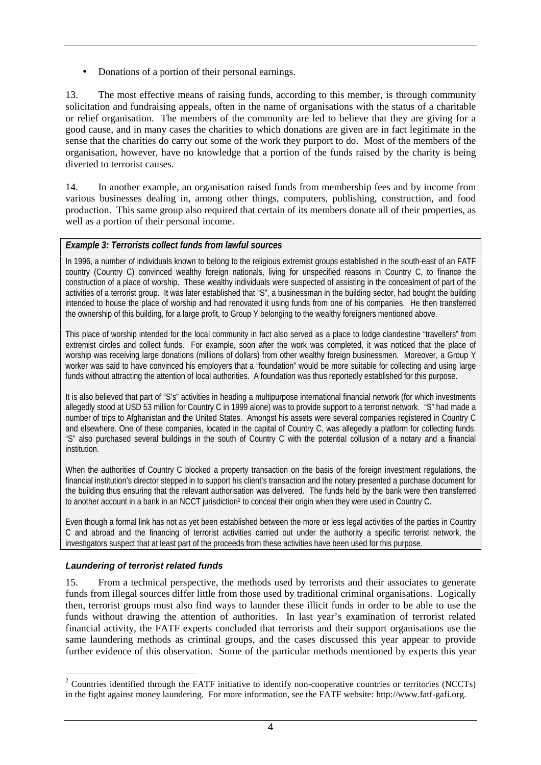- Donations of a portion of their personal earnings.

13. The most effective means of raising funds, according to this member, is through community solicitation and fundraising appeals, often in the name of organisations with the status of a charitable or relief organisation. The members of the community are led to believe that they are giving for a good cause, and in many cases the charities to which donations are given are in fact legitimate in the sense that the charities do carry out some of the work they purport to do. Most of the members of the organisation, however, have no knowledge that a portion of the funds raised by the charity is being diverted to terrorist causes.

14. In another example, an organisation raised funds from membership fees and by income from various businesses dealing in, among other things, computers, publishing, construction, and food production. This same group also required that certain of its members donate all of their properties, as well as a portion of their personal income.

***Example 3: Terrorists collect funds from lawful sources***

In 1996, a number of individuals known to belong to the religious extremist groups established in the south-east of an FATF country (Country C) convinced wealthy foreign nationals, living for unspecified reasons in Country C, to finance the construction of a place of worship. These wealthy individuals were suspected of assisting in the concealment of part of the activities of a terrorist group. It was later established that "S", a businessman in the building sector, had bought the building intended to house the place of worship and had renovated it using funds from one of his companies. He then transferred the ownership of this building, for a large profit, to Group Y belonging to the wealthy foreigners mentioned above.

This place of worship intended for the local community in fact also served as a place to lodge clandestine "travellers" from extremist circles and collect funds. For example, soon after the work was completed, it was noticed that the place of worship was receiving large donations (millions of dollars) from other wealthy foreign businessmen. Moreover, a Group Y worker was said to have convinced his employers that a "foundation" would be more suitable for collecting and using large funds without attracting the attention of local authorities. A foundation was thus reportedly established for this purpose.

It is also believed that part of "S's" activities in heading a multipurpose international financial network (for which investments allegedly stood at USD 53 million for Country C in 1999 alone) was to provide support to a terrorist network. "S" had made a number of trips to Afghanistan and the United States. Amongst his assets were several companies registered in Country C and elsewhere. One of these companies, located in the capital of Country C, was allegedly a platform for collecting funds. "S" also purchased several buildings in the south of Country C with the potential collusion of a notary and a financial institution.

When the authorities of Country C blocked a property transaction on the basis of the foreign investment regulations, the financial institution's director stepped in to support his client's transaction and the notary presented a purchase document for the building thus ensuring that the relevant authorisation was delivered. The funds held by the bank were then transferred to another account in a bank in an NCCT jurisdiction[2] to conceal their origin when they were used in Country C.

Even though a formal link has not as yet been established between the more or less legal activities of the parties in Country C and abroad and the financing of terrorist activities carried out under the authority a specific terrorist network, the investigators suspect that at least part of the proceeds from these activities have been used for this purpose.

***Laundering of terrorist related funds***

15. From a technical perspective, the methods used by terrorists and their associates to generate funds from illegal sources differ little from those used by traditional criminal organisations. Logically then, terrorist groups must also find ways to launder these illicit funds in order to be able to use the funds without drawing the attention of authorities. In last year's examination of terrorist related financial activity, the FATF experts concluded that terrorists and their support organisations use the same laundering methods as criminal groups, and the cases discussed this year appear to provide further evidence of this observation. Some of the particular methods mentioned by experts this year

[2] Countries identified through the FATF initiative to identify non-cooperative countries or territories (NCCTs) in the fight against money laundering. For more information, see the FATF website: http://www.fatf-gafi.org.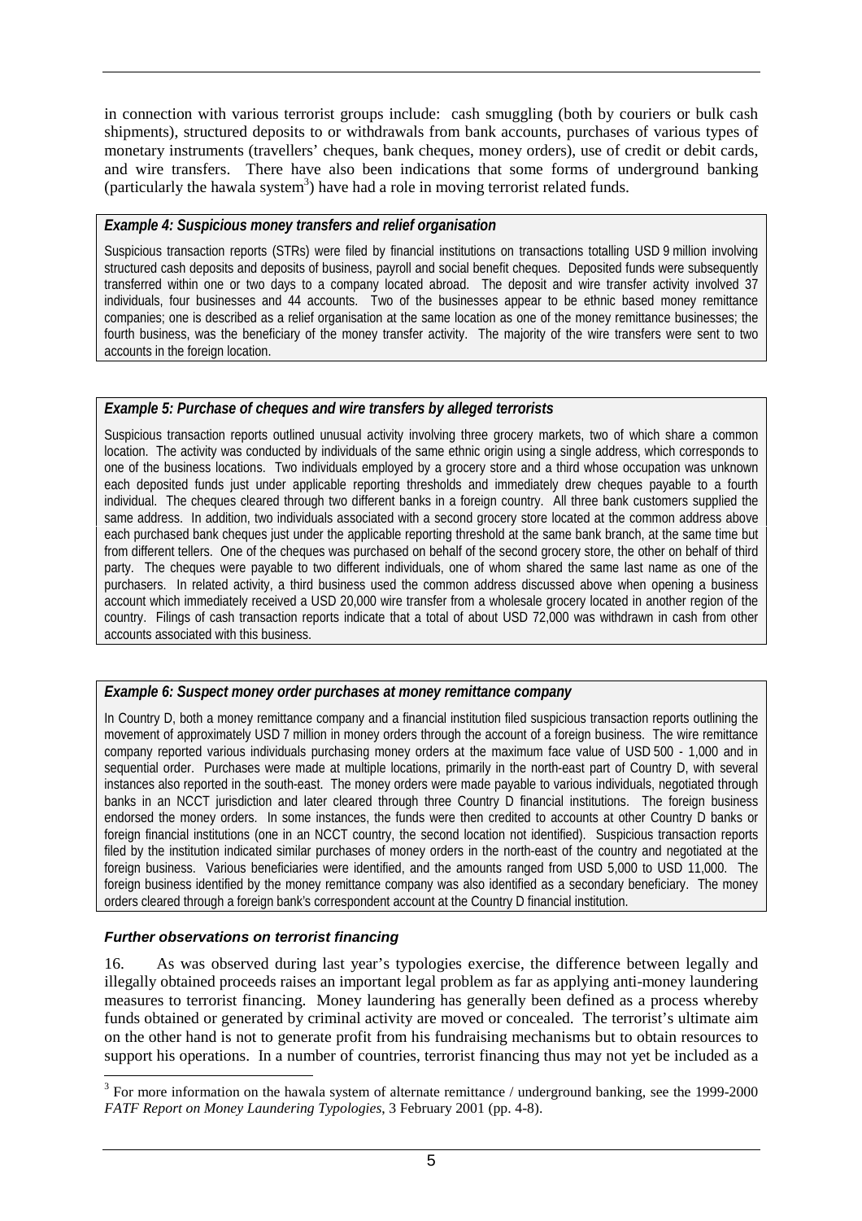in connection with various terrorist groups include: cash smuggling (both by couriers or bulk cash shipments), structured deposits to or withdrawals from bank accounts, purchases of various types of monetary instruments (travellers' cheques, bank cheques, money orders), use of credit or debit cards, and wire transfers. There have also been indications that some forms of underground banking (particularly the hawala system[3]) have had a role in moving terrorist related funds.

***Example 4: Suspicious money transfers and relief organisation***

Suspicious transaction reports (STRs) were filed by financial institutions on transactions totalling USD 9 million involving structured cash deposits and deposits of business, payroll and social benefit cheques. Deposited funds were subsequently transferred within one or two days to a company located abroad. The deposit and wire transfer activity involved 37 individuals, four businesses and 44 accounts. Two of the businesses appear to be ethnic based money remittance companies; one is described as a relief organisation at the same location as one of the money remittance businesses; the fourth business, was the beneficiary of the money transfer activity. The majority of the wire transfers were sent to two accounts in the foreign location.

***Example 5: Purchase of cheques and wire transfers by alleged terrorists***

Suspicious transaction reports outlined unusual activity involving three grocery markets, two of which share a common location. The activity was conducted by individuals of the same ethnic origin using a single address, which corresponds to one of the business locations. Two individuals employed by a grocery store and a third whose occupation was unknown each deposited funds just under applicable reporting thresholds and immediately drew cheques payable to a fourth individual. The cheques cleared through two different banks in a foreign country. All three bank customers supplied the same address. In addition, two individuals associated with a second grocery store located at the common address above each purchased bank cheques just under the applicable reporting threshold at the same bank branch, at the same time but from different tellers. One of the cheques was purchased on behalf of the second grocery store, the other on behalf of third party. The cheques were payable to two different individuals, one of whom shared the same last name as one of the purchasers. In related activity, a third business used the common address discussed above when opening a business account which immediately received a USD 20,000 wire transfer from a wholesale grocery located in another region of the country. Filings of cash transaction reports indicate that a total of about USD 72,000 was withdrawn in cash from other accounts associated with this business.

***Example 6: Suspect money order purchases at money remittance company***

In Country D, both a money remittance company and a financial institution filed suspicious transaction reports outlining the movement of approximately USD 7 million in money orders through the account of a foreign business. The wire remittance company reported various individuals purchasing money orders at the maximum face value of USD 500 - 1,000 and in sequential order. Purchases were made at multiple locations, primarily in the north-east part of Country D, with several instances also reported in the south-east. The money orders were made payable to various individuals, negotiated through banks in an NCCT jurisdiction and later cleared through three Country D financial institutions. The foreign business endorsed the money orders. In some instances, the funds were then credited to accounts at other Country D banks or foreign financial institutions (one in an NCCT country, the second location not identified). Suspicious transaction reports filed by the institution indicated similar purchases of money orders in the north-east of the country and negotiated at the foreign business. Various beneficiaries were identified, and the amounts ranged from USD 5,000 to USD 11,000. The foreign business identified by the money remittance company was also identified as a secondary beneficiary. The money orders cleared through a foreign bank's correspondent account at the Country D financial institution.

***Further observations on terrorist financing***

16. As was observed during last year's typologies exercise, the difference between legally and illegally obtained proceeds raises an important legal problem as far as applying anti-money laundering measures to terrorist financing. Money laundering has generally been defined as a process whereby funds obtained or generated by criminal activity are moved or concealed. The terrorist's ultimate aim on the other hand is not to generate profit from his fundraising mechanisms but to obtain resources to support his operations. In a number of countries, terrorist financing thus may not yet be included as a

[3] For more information on the hawala system of alternate remittance / underground banking, see the 1999-2000 *FATF Report on Money Laundering Typologies*, 3 February 2001 (pp. 4-8).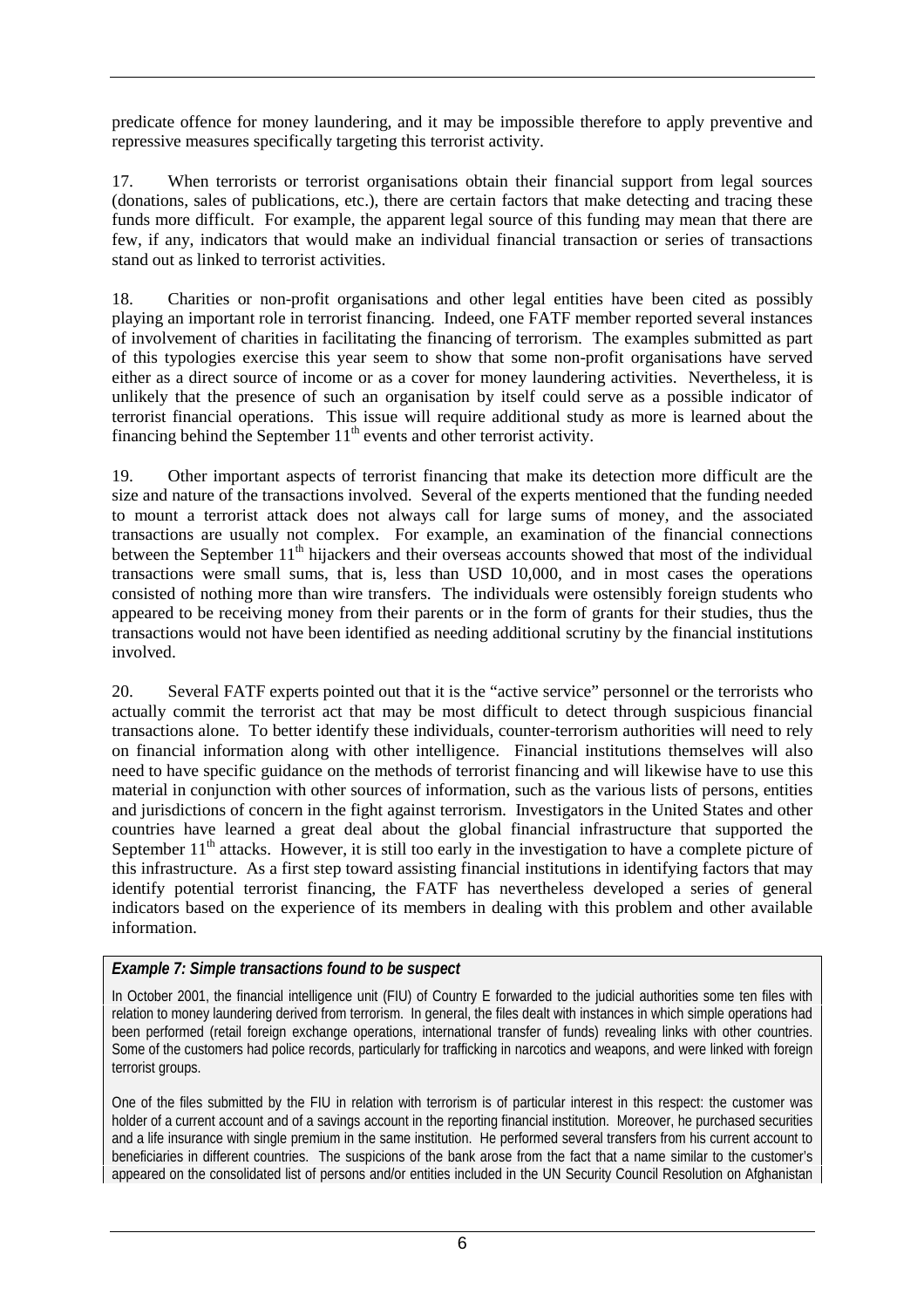predicate offence for money laundering, and it may be impossible therefore to apply preventive and repressive measures specifically targeting this terrorist activity.

17. When terrorists or terrorist organisations obtain their financial support from legal sources (donations, sales of publications, etc.), there are certain factors that make detecting and tracing these funds more difficult. For example, the apparent legal source of this funding may mean that there are few, if any, indicators that would make an individual financial transaction or series of transactions stand out as linked to terrorist activities.

18. Charities or non-profit organisations and other legal entities have been cited as possibly playing an important role in terrorist financing. Indeed, one FATF member reported several instances of involvement of charities in facilitating the financing of terrorism. The examples submitted as part of this typologies exercise this year seem to show that some non-profit organisations have served either as a direct source of income or as a cover for money laundering activities. Nevertheless, it is unlikely that the presence of such an organisation by itself could serve as a possible indicator of terrorist financial operations. This issue will require additional study as more is learned about the financing behind the September 11th events and other terrorist activity.

19. Other important aspects of terrorist financing that make its detection more difficult are the size and nature of the transactions involved. Several of the experts mentioned that the funding needed to mount a terrorist attack does not always call for large sums of money, and the associated transactions are usually not complex. For example, an examination of the financial connections between the September 11th hijackers and their overseas accounts showed that most of the individual transactions were small sums, that is, less than USD 10,000, and in most cases the operations consisted of nothing more than wire transfers. The individuals were ostensibly foreign students who appeared to be receiving money from their parents or in the form of grants for their studies, thus the transactions would not have been identified as needing additional scrutiny by the financial institutions involved.

20. Several FATF experts pointed out that it is the "active service" personnel or the terrorists who actually commit the terrorist act that may be most difficult to detect through suspicious financial transactions alone. To better identify these individuals, counter-terrorism authorities will need to rely on financial information along with other intelligence. Financial institutions themselves will also need to have specific guidance on the methods of terrorist financing and will likewise have to use this material in conjunction with other sources of information, such as the various lists of persons, entities and jurisdictions of concern in the fight against terrorism. Investigators in the United States and other countries have learned a great deal about the global financial infrastructure that supported the September 11th attacks. However, it is still too early in the investigation to have a complete picture of this infrastructure. As a first step toward assisting financial institutions in identifying factors that may identify potential terrorist financing, the FATF has nevertheless developed a series of general indicators based on the experience of its members in dealing with this problem and other available information.

***Example 7: Simple transactions found to be suspect***

In October 2001, the financial intelligence unit (FIU) of Country E forwarded to the judicial authorities some ten files with relation to money laundering derived from terrorism. In general, the files dealt with instances in which simple operations had been performed (retail foreign exchange operations, international transfer of funds) revealing links with other countries. Some of the customers had police records, particularly for trafficking in narcotics and weapons, and were linked with foreign terrorist groups.

One of the files submitted by the FIU in relation with terrorism is of particular interest in this respect: the customer was holder of a current account and of a savings account in the reporting financial institution. Moreover, he purchased securities and a life insurance with single premium in the same institution. He performed several transfers from his current account to beneficiaries in different countries. The suspicions of the bank arose from the fact that a name similar to the customer's appeared on the consolidated list of persons and/or entities included in the UN Security Council Resolution on Afghanistan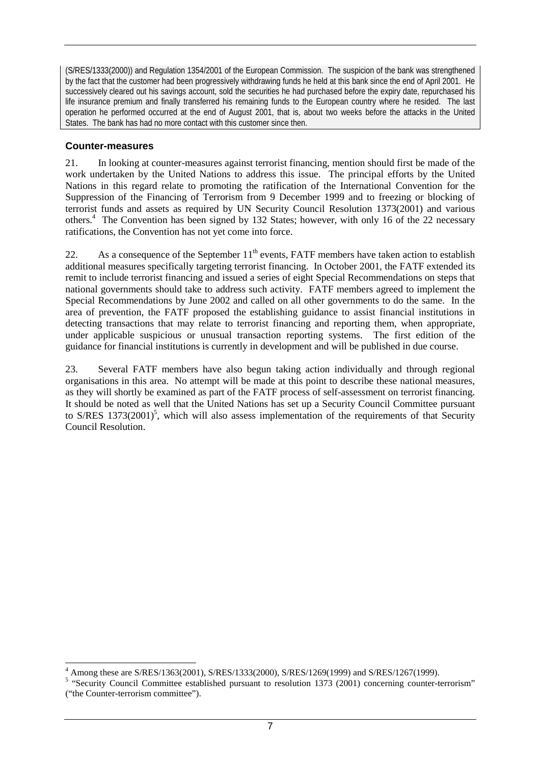(S/RES/1333(2000)) and Regulation 1354/2001 of the European Commission. The suspicion of the bank was strengthened by the fact that the customer had been progressively withdrawing funds he held at this bank since the end of April 2001. He successively cleared out his savings account, sold the securities he had purchased before the expiry date, repurchased his life insurance premium and finally transferred his remaining funds to the European country where he resided. The last operation he performed occurred at the end of August 2001, that is, about two weeks before the attacks in the United States. The bank has had no more contact with this customer since then.

### Counter-measures

21. In looking at counter-measures against terrorist financing, mention should first be made of the work undertaken by the United Nations to address this issue. The principal efforts by the United Nations in this regard relate to promoting the ratification of the International Convention for the Suppression of the Financing of Terrorism from 9 December 1999 and to freezing or blocking of terrorist funds and assets as required by UN Security Council Resolution 1373(2001) and various others.[4] The Convention has been signed by 132 States; however, with only 16 of the 22 necessary ratifications, the Convention has not yet come into force.

22. As a consequence of the September 11th events, FATF members have taken action to establish additional measures specifically targeting terrorist financing. In October 2001, the FATF extended its remit to include terrorist financing and issued a series of eight Special Recommendations on steps that national governments should take to address such activity. FATF members agreed to implement the Special Recommendations by June 2002 and called on all other governments to do the same. In the area of prevention, the FATF proposed the establishing guidance to assist financial institutions in detecting transactions that may relate to terrorist financing and reporting them, when appropriate, under applicable suspicious or unusual transaction reporting systems. The first edition of the guidance for financial institutions is currently in development and will be published in due course.

23. Several FATF members have also begun taking action individually and through regional organisations in this area. No attempt will be made at this point to describe these national measures, as they will shortly be examined as part of the FATF process of self-assessment on terrorist financing. It should be noted as well that the United Nations has set up a Security Council Committee pursuant to S/RES 1373(2001)[5], which will also assess implementation of the requirements of that Security Council Resolution.

---

[4] Among these are S/RES/1363(2001), S/RES/1333(2000), S/RES/1269(1999) and S/RES/1267(1999).

[5] "Security Council Committee established pursuant to resolution 1373 (2001) concerning counter-terrorism" ("the Counter-terrorism committee").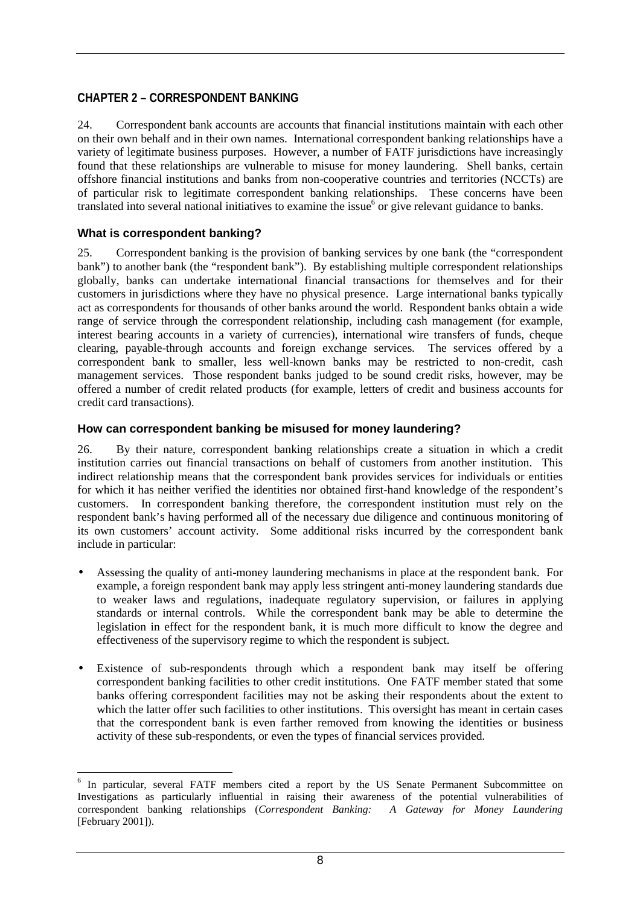## CHAPTER 2 – CORRESPONDENT BANKING

24. Correspondent bank accounts are accounts that financial institutions maintain with each other on their own behalf and in their own names. International correspondent banking relationships have a variety of legitimate business purposes. However, a number of FATF jurisdictions have increasingly found that these relationships are vulnerable to misuse for money laundering. Shell banks, certain offshore financial institutions and banks from non-cooperative countries and territories (NCCTs) are of particular risk to legitimate correspondent banking relationships. These concerns have been translated into several national initiatives to examine the issue[6] or give relevant guidance to banks.

### What is correspondent banking?

25. Correspondent banking is the provision of banking services by one bank (the "correspondent bank") to another bank (the "respondent bank"). By establishing multiple correspondent relationships globally, banks can undertake international financial transactions for themselves and for their customers in jurisdictions where they have no physical presence. Large international banks typically act as correspondents for thousands of other banks around the world. Respondent banks obtain a wide range of service through the correspondent relationship, including cash management (for example, interest bearing accounts in a variety of currencies), international wire transfers of funds, cheque clearing, payable-through accounts and foreign exchange services. The services offered by a correspondent bank to smaller, less well-known banks may be restricted to non-credit, cash management services. Those respondent banks judged to be sound credit risks, however, may be offered a number of credit related products (for example, letters of credit and business accounts for credit card transactions).

### How can correspondent banking be misused for money laundering?

26. By their nature, correspondent banking relationships create a situation in which a credit institution carries out financial transactions on behalf of customers from another institution. This indirect relationship means that the correspondent bank provides services for individuals or entities for which it has neither verified the identities nor obtained first-hand knowledge of the respondent's customers. In correspondent banking therefore, the correspondent institution must rely on the respondent bank's having performed all of the necessary due diligence and continuous monitoring of its own customers' account activity. Some additional risks incurred by the correspondent bank include in particular:

- Assessing the quality of anti-money laundering mechanisms in place at the respondent bank. For example, a foreign respondent bank may apply less stringent anti-money laundering standards due to weaker laws and regulations, inadequate regulatory supervision, or failures in applying standards or internal controls. While the correspondent bank may be able to determine the legislation in effect for the respondent bank, it is much more difficult to know the degree and effectiveness of the supervisory regime to which the respondent is subject.

- Existence of sub-respondents through which a respondent bank may itself be offering correspondent banking facilities to other credit institutions. One FATF member stated that some banks offering correspondent facilities may not be asking their respondents about the extent to which the latter offer such facilities to other institutions. This oversight has meant in certain cases that the correspondent bank is even farther removed from knowing the identities or business activity of these sub-respondents, or even the types of financial services provided.

---

[6] In particular, several FATF members cited a report by the US Senate Permanent Subcommittee on Investigations as particularly influential in raising their awareness of the potential vulnerabilities of correspondent banking relationships (*Correspondent Banking: A Gateway for Money Laundering* [February 2001]).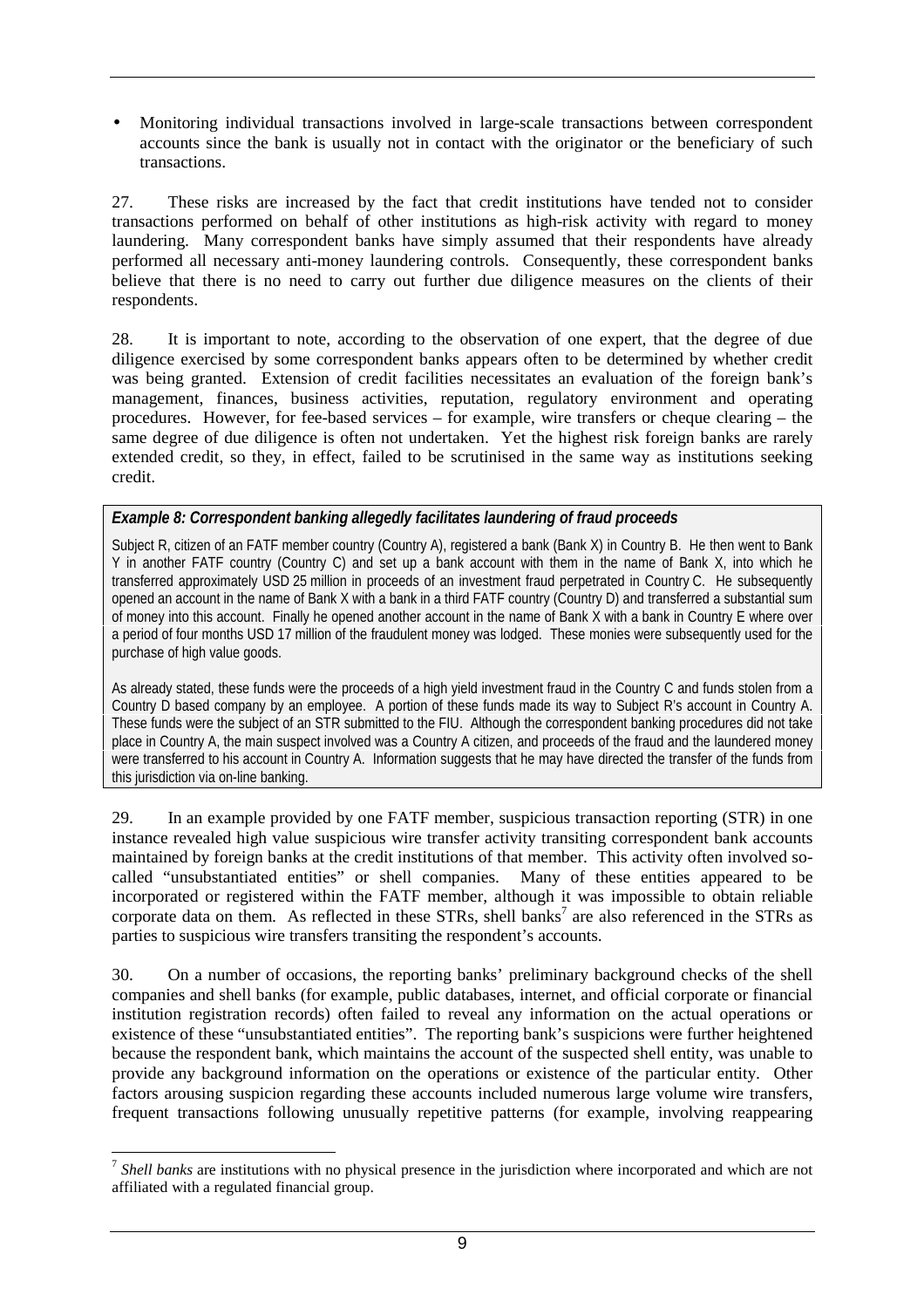- Monitoring individual transactions involved in large-scale transactions between correspondent accounts since the bank is usually not in contact with the originator or the beneficiary of such transactions.

27. These risks are increased by the fact that credit institutions have tended not to consider transactions performed on behalf of other institutions as high-risk activity with regard to money laundering. Many correspondent banks have simply assumed that their respondents have already performed all necessary anti-money laundering controls. Consequently, these correspondent banks believe that there is no need to carry out further due diligence measures on the clients of their respondents.

28. It is important to note, according to the observation of one expert, that the degree of due diligence exercised by some correspondent banks appears often to be determined by whether credit was being granted. Extension of credit facilities necessitates an evaluation of the foreign bank's management, finances, business activities, reputation, regulatory environment and operating procedures. However, for fee-based services – for example, wire transfers or cheque clearing – the same degree of due diligence is often not undertaken. Yet the highest risk foreign banks are rarely extended credit, so they, in effect, failed to be scrutinised in the same way as institutions seeking credit.

***Example 8: Correspondent banking allegedly facilitates laundering of fraud proceeds***

Subject R, citizen of an FATF member country (Country A), registered a bank (Bank X) in Country B. He then went to Bank Y in another FATF country (Country C) and set up a bank account with them in the name of Bank X, into which he transferred approximately USD 25 million in proceeds of an investment fraud perpetrated in Country C. He subsequently opened an account in the name of Bank X with a bank in a third FATF country (Country D) and transferred a substantial sum of money into this account. Finally he opened another account in the name of Bank X with a bank in Country E where over a period of four months USD 17 million of the fraudulent money was lodged. These monies were subsequently used for the purchase of high value goods.

As already stated, these funds were the proceeds of a high yield investment fraud in the Country C and funds stolen from a Country D based company by an employee. A portion of these funds made its way to Subject R's account in Country A. These funds were the subject of an STR submitted to the FIU. Although the correspondent banking procedures did not take place in Country A, the main suspect involved was a Country A citizen, and proceeds of the fraud and the laundered money were transferred to his account in Country A. Information suggests that he may have directed the transfer of the funds from this jurisdiction via on-line banking.

29. In an example provided by one FATF member, suspicious transaction reporting (STR) in one instance revealed high value suspicious wire transfer activity transiting correspondent bank accounts maintained by foreign banks at the credit institutions of that member. This activity often involved so-called "unsubstantiated entities" or shell companies. Many of these entities appeared to be incorporated or registered within the FATF member, although it was impossible to obtain reliable corporate data on them. As reflected in these STRs, shell banks[7] are also referenced in the STRs as parties to suspicious wire transfers transiting the respondent's accounts.

30. On a number of occasions, the reporting banks' preliminary background checks of the shell companies and shell banks (for example, public databases, internet, and official corporate or financial institution registration records) often failed to reveal any information on the actual operations or existence of these "unsubstantiated entities". The reporting bank's suspicions were further heightened because the respondent bank, which maintains the account of the suspected shell entity, was unable to provide any background information on the operations or existence of the particular entity. Other factors arousing suspicion regarding these accounts included numerous large volume wire transfers, frequent transactions following unusually repetitive patterns (for example, involving reappearing

[7] *Shell banks* are institutions with no physical presence in the jurisdiction where incorporated and which are not affiliated with a regulated financial group.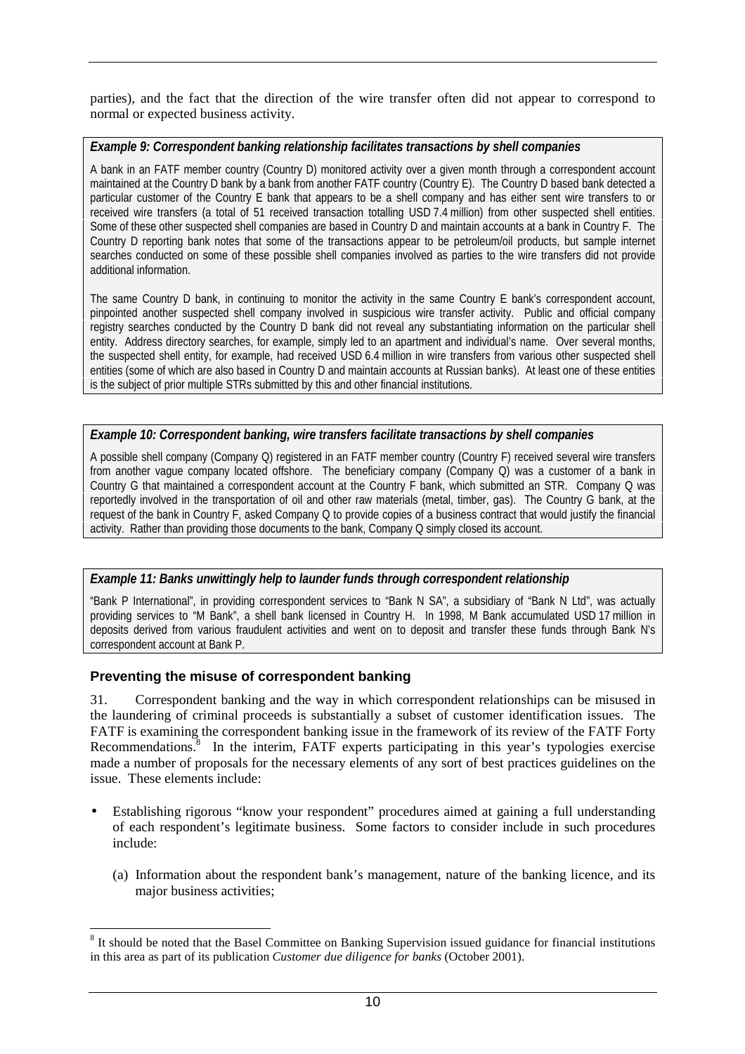parties), and the fact that the direction of the wire transfer often did not appear to correspond to normal or expected business activity.

***Example 9: Correspondent banking relationship facilitates transactions by shell companies***

A bank in an FATF member country (Country D) monitored activity over a given month through a correspondent account maintained at the Country D bank by a bank from another FATF country (Country E). The Country D based bank detected a particular customer of the Country E bank that appears to be a shell company and has either sent wire transfers to or received wire transfers (a total of 51 received transaction totalling USD 7.4 million) from other suspected shell entities. Some of these other suspected shell companies are based in Country D and maintain accounts at a bank in Country F. The Country D reporting bank notes that some of the transactions appear to be petroleum/oil products, but sample internet searches conducted on some of these possible shell companies involved as parties to the wire transfers did not provide additional information.

The same Country D bank, in continuing to monitor the activity in the same Country E bank's correspondent account, pinpointed another suspected shell company involved in suspicious wire transfer activity. Public and official company registry searches conducted by the Country D bank did not reveal any substantiating information on the particular shell entity. Address directory searches, for example, simply led to an apartment and individual's name. Over several months, the suspected shell entity, for example, had received USD 6.4 million in wire transfers from various other suspected shell entities (some of which are also based in Country D and maintain accounts at Russian banks). At least one of these entities is the subject of prior multiple STRs submitted by this and other financial institutions.

***Example 10: Correspondent banking, wire transfers facilitate transactions by shell companies***

A possible shell company (Company Q) registered in an FATF member country (Country F) received several wire transfers from another vague company located offshore. The beneficiary company (Company Q) was a customer of a bank in Country G that maintained a correspondent account at the Country F bank, which submitted an STR. Company Q was reportedly involved in the transportation of oil and other raw materials (metal, timber, gas). The Country G bank, at the request of the bank in Country F, asked Company Q to provide copies of a business contract that would justify the financial activity. Rather than providing those documents to the bank, Company Q simply closed its account.

***Example 11: Banks unwittingly help to launder funds through correspondent relationship***

"Bank P International", in providing correspondent services to "Bank N SA", a subsidiary of "Bank N Ltd", was actually providing services to "M Bank", a shell bank licensed in Country H. In 1998, M Bank accumulated USD 17 million in deposits derived from various fraudulent activities and went on to deposit and transfer these funds through Bank N's correspondent account at Bank P.

### Preventing the misuse of correspondent banking

31. Correspondent banking and the way in which correspondent relationships can be misused in the laundering of criminal proceeds is substantially a subset of customer identification issues. The FATF is examining the correspondent banking issue in the framework of its review of the FATF Forty Recommendations.[8] In the interim, FATF experts participating in this year's typologies exercise made a number of proposals for the necessary elements of any sort of best practices guidelines on the issue. These elements include:

- Establishing rigorous "know your respondent" procedures aimed at gaining a full understanding of each respondent's legitimate business. Some factors to consider include in such procedures include:

  (a) Information about the respondent bank's management, nature of the banking licence, and its major business activities;

[8] It should be noted that the Basel Committee on Banking Supervision issued guidance for financial institutions in this area as part of its publication *Customer due diligence for banks* (October 2001).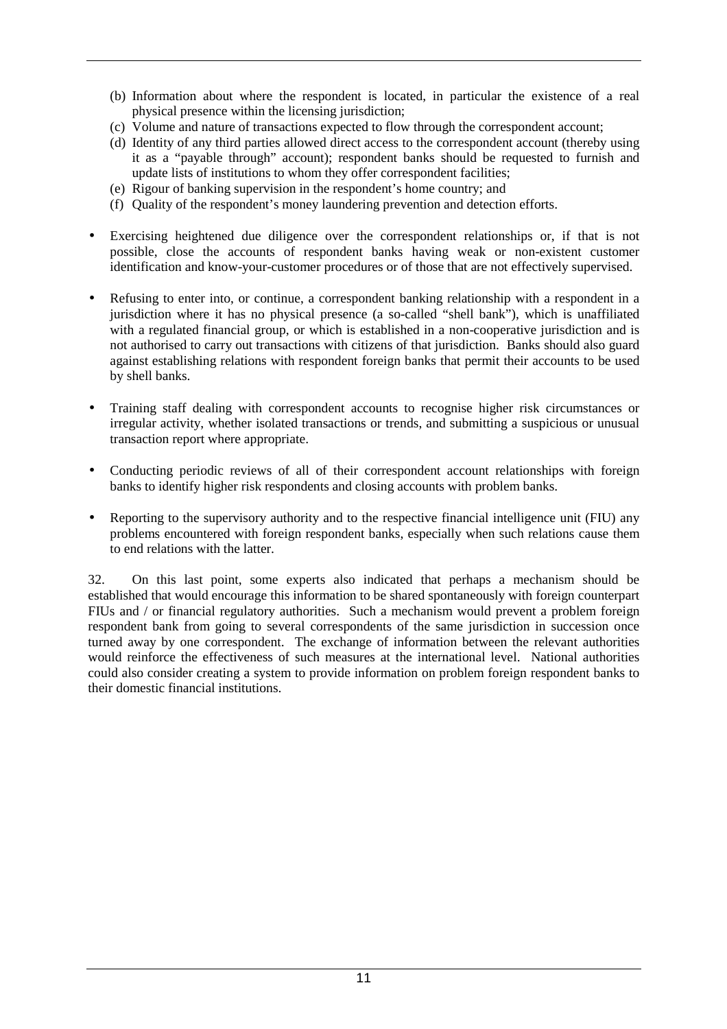(b) Information about where the respondent is located, in particular the existence of a real physical presence within the licensing jurisdiction;

(c) Volume and nature of transactions expected to flow through the correspondent account;

(d) Identity of any third parties allowed direct access to the correspondent account (thereby using it as a "payable through" account); respondent banks should be requested to furnish and update lists of institutions to whom they offer correspondent facilities;

(e) Rigour of banking supervision in the respondent's home country; and

(f) Quality of the respondent's money laundering prevention and detection efforts.

- Exercising heightened due diligence over the correspondent relationships or, if that is not possible, close the accounts of respondent banks having weak or non-existent customer identification and know-your-customer procedures or of those that are not effectively supervised.

- Refusing to enter into, or continue, a correspondent banking relationship with a respondent in a jurisdiction where it has no physical presence (a so-called "shell bank"), which is unaffiliated with a regulated financial group, or which is established in a non-cooperative jurisdiction and is not authorised to carry out transactions with citizens of that jurisdiction. Banks should also guard against establishing relations with respondent foreign banks that permit their accounts to be used by shell banks.

- Training staff dealing with correspondent accounts to recognise higher risk circumstances or irregular activity, whether isolated transactions or trends, and submitting a suspicious or unusual transaction report where appropriate.

- Conducting periodic reviews of all of their correspondent account relationships with foreign banks to identify higher risk respondents and closing accounts with problem banks.

- Reporting to the supervisory authority and to the respective financial intelligence unit (FIU) any problems encountered with foreign respondent banks, especially when such relations cause them to end relations with the latter.

32. On this last point, some experts also indicated that perhaps a mechanism should be established that would encourage this information to be shared spontaneously with foreign counterpart FIUs and / or financial regulatory authorities. Such a mechanism would prevent a problem foreign respondent bank from going to several correspondents of the same jurisdiction in succession once turned away by one correspondent. The exchange of information between the relevant authorities would reinforce the effectiveness of such measures at the international level. National authorities could also consider creating a system to provide information on problem foreign respondent banks to their domestic financial institutions.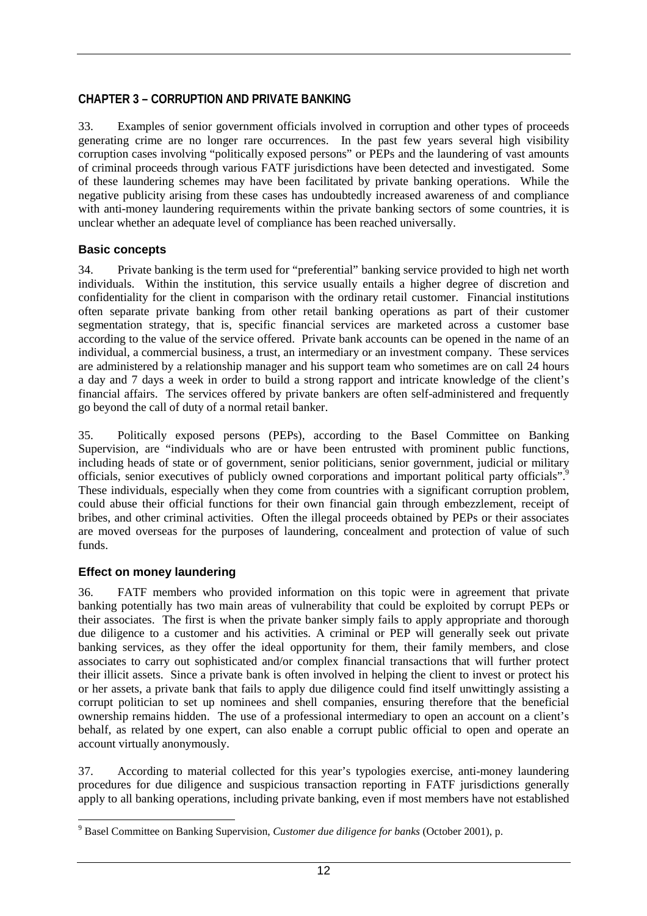## CHAPTER 3 – CORRUPTION AND PRIVATE BANKING

33. Examples of senior government officials involved in corruption and other types of proceeds generating crime are no longer rare occurrences. In the past few years several high visibility corruption cases involving "politically exposed persons" or PEPs and the laundering of vast amounts of criminal proceeds through various FATF jurisdictions have been detected and investigated. Some of these laundering schemes may have been facilitated by private banking operations. While the negative publicity arising from these cases has undoubtedly increased awareness of and compliance with anti-money laundering requirements within the private banking sectors of some countries, it is unclear whether an adequate level of compliance has been reached universally.

### Basic concepts

34. Private banking is the term used for "preferential" banking service provided to high net worth individuals. Within the institution, this service usually entails a higher degree of discretion and confidentiality for the client in comparison with the ordinary retail customer. Financial institutions often separate private banking from other retail banking operations as part of their customer segmentation strategy, that is, specific financial services are marketed across a customer base according to the value of the service offered. Private bank accounts can be opened in the name of an individual, a commercial business, a trust, an intermediary or an investment company. These services are administered by a relationship manager and his support team who sometimes are on call 24 hours a day and 7 days a week in order to build a strong rapport and intricate knowledge of the client's financial affairs. The services offered by private bankers are often self-administered and frequently go beyond the call of duty of a normal retail banker.

35. Politically exposed persons (PEPs), according to the Basel Committee on Banking Supervision, are "individuals who are or have been entrusted with prominent public functions, including heads of state or of government, senior politicians, senior government, judicial or military officials, senior executives of publicly owned corporations and important political party officials".[9] These individuals, especially when they come from countries with a significant corruption problem, could abuse their official functions for their own financial gain through embezzlement, receipt of bribes, and other criminal activities. Often the illegal proceeds obtained by PEPs or their associates are moved overseas for the purposes of laundering, concealment and protection of value of such funds.

### Effect on money laundering

36. FATF members who provided information on this topic were in agreement that private banking potentially has two main areas of vulnerability that could be exploited by corrupt PEPs or their associates. The first is when the private banker simply fails to apply appropriate and thorough due diligence to a customer and his activities. A criminal or PEP will generally seek out private banking services, as they offer the ideal opportunity for them, their family members, and close associates to carry out sophisticated and/or complex financial transactions that will further protect their illicit assets. Since a private bank is often involved in helping the client to invest or protect his or her assets, a private bank that fails to apply due diligence could find itself unwittingly assisting a corrupt politician to set up nominees and shell companies, ensuring therefore that the beneficial ownership remains hidden. The use of a professional intermediary to open an account on a client's behalf, as related by one expert, can also enable a corrupt public official to open and operate an account virtually anonymously.

37. According to material collected for this year's typologies exercise, anti-money laundering procedures for due diligence and suspicious transaction reporting in FATF jurisdictions generally apply to all banking operations, including private banking, even if most members have not established

---

[9] Basel Committee on Banking Supervision, *Customer due diligence for banks* (October 2001), p.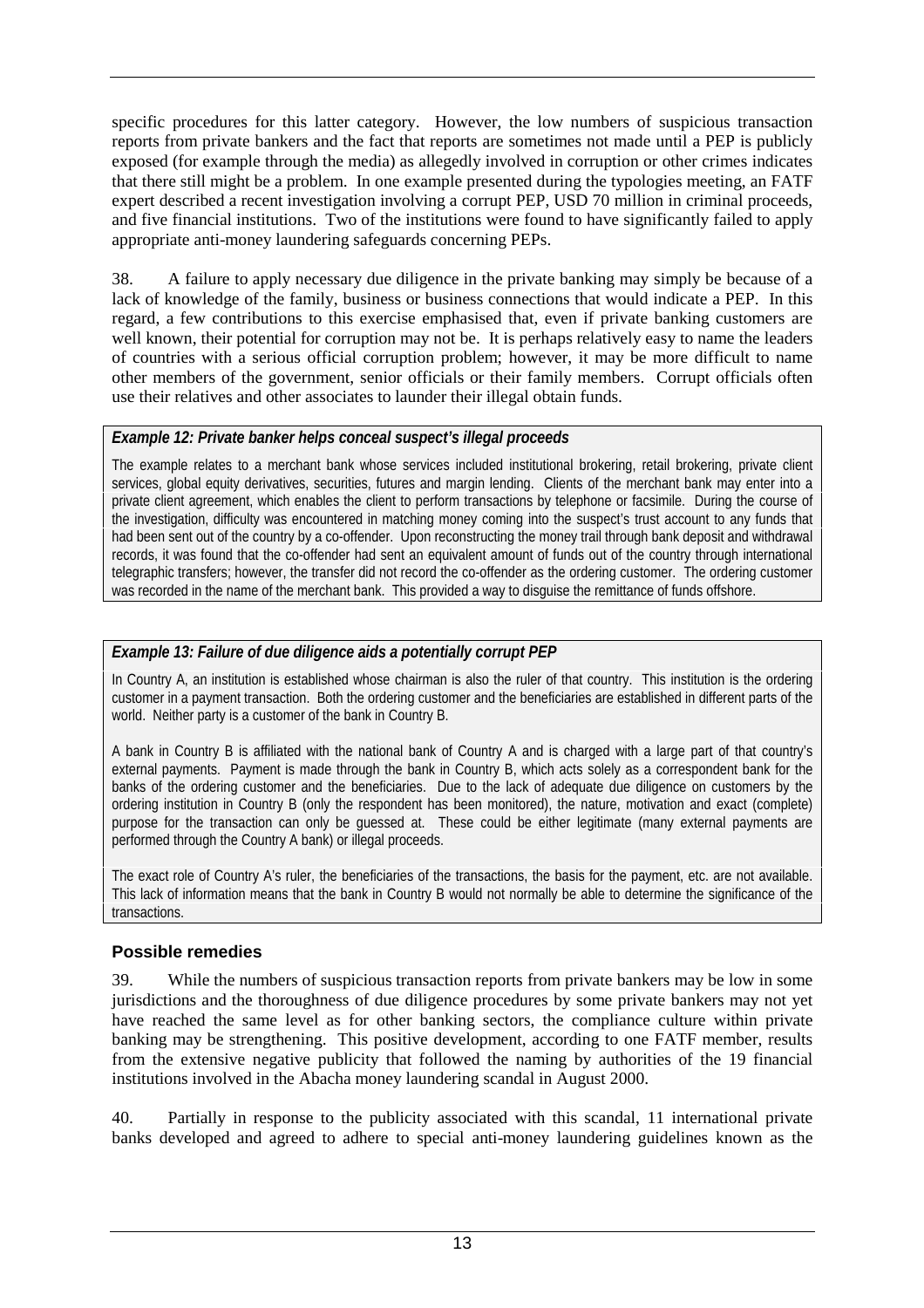specific procedures for this latter category. However, the low numbers of suspicious transaction reports from private bankers and the fact that reports are sometimes not made until a PEP is publicly exposed (for example through the media) as allegedly involved in corruption or other crimes indicates that there still might be a problem. In one example presented during the typologies meeting, an FATF expert described a recent investigation involving a corrupt PEP, USD 70 million in criminal proceeds, and five financial institutions. Two of the institutions were found to have significantly failed to apply appropriate anti-money laundering safeguards concerning PEPs.

38. A failure to apply necessary due diligence in the private banking may simply be because of a lack of knowledge of the family, business or business connections that would indicate a PEP. In this regard, a few contributions to this exercise emphasised that, even if private banking customers are well known, their potential for corruption may not be. It is perhaps relatively easy to name the leaders of countries with a serious official corruption problem; however, it may be more difficult to name other members of the government, senior officials or their family members. Corrupt officials often use their relatives and other associates to launder their illegal obtain funds.

***Example 12: Private banker helps conceal suspect's illegal proceeds***

The example relates to a merchant bank whose services included institutional brokering, retail brokering, private client services, global equity derivatives, securities, futures and margin lending. Clients of the merchant bank may enter into a private client agreement, which enables the client to perform transactions by telephone or facsimile. During the course of the investigation, difficulty was encountered in matching money coming into the suspect's trust account to any funds that had been sent out of the country by a co-offender. Upon reconstructing the money trail through bank deposit and withdrawal records, it was found that the co-offender had sent an equivalent amount of funds out of the country through international telegraphic transfers; however, the transfer did not record the co-offender as the ordering customer. The ordering customer was recorded in the name of the merchant bank. This provided a way to disguise the remittance of funds offshore.

***Example 13: Failure of due diligence aids a potentially corrupt PEP***

In Country A, an institution is established whose chairman is also the ruler of that country. This institution is the ordering customer in a payment transaction. Both the ordering customer and the beneficiaries are established in different parts of the world. Neither party is a customer of the bank in Country B.

A bank in Country B is affiliated with the national bank of Country A and is charged with a large part of that country's external payments. Payment is made through the bank in Country B, which acts solely as a correspondent bank for the banks of the ordering customer and the beneficiaries. Due to the lack of adequate due diligence on customers by the ordering institution in Country B (only the respondent has been monitored), the nature, motivation and exact (complete) purpose for the transaction can only be guessed at. These could be either legitimate (many external payments are performed through the Country A bank) or illegal proceeds.

The exact role of Country A's ruler, the beneficiaries of the transactions, the basis for the payment, etc. are not available. This lack of information means that the bank in Country B would not normally be able to determine the significance of the transactions.

## Possible remedies

39. While the numbers of suspicious transaction reports from private bankers may be low in some jurisdictions and the thoroughness of due diligence procedures by some private bankers may not yet have reached the same level as for other banking sectors, the compliance culture within private banking may be strengthening. This positive development, according to one FATF member, results from the extensive negative publicity that followed the naming by authorities of the 19 financial institutions involved in the Abacha money laundering scandal in August 2000.

40. Partially in response to the publicity associated with this scandal, 11 international private banks developed and agreed to adhere to special anti-money laundering guidelines known as the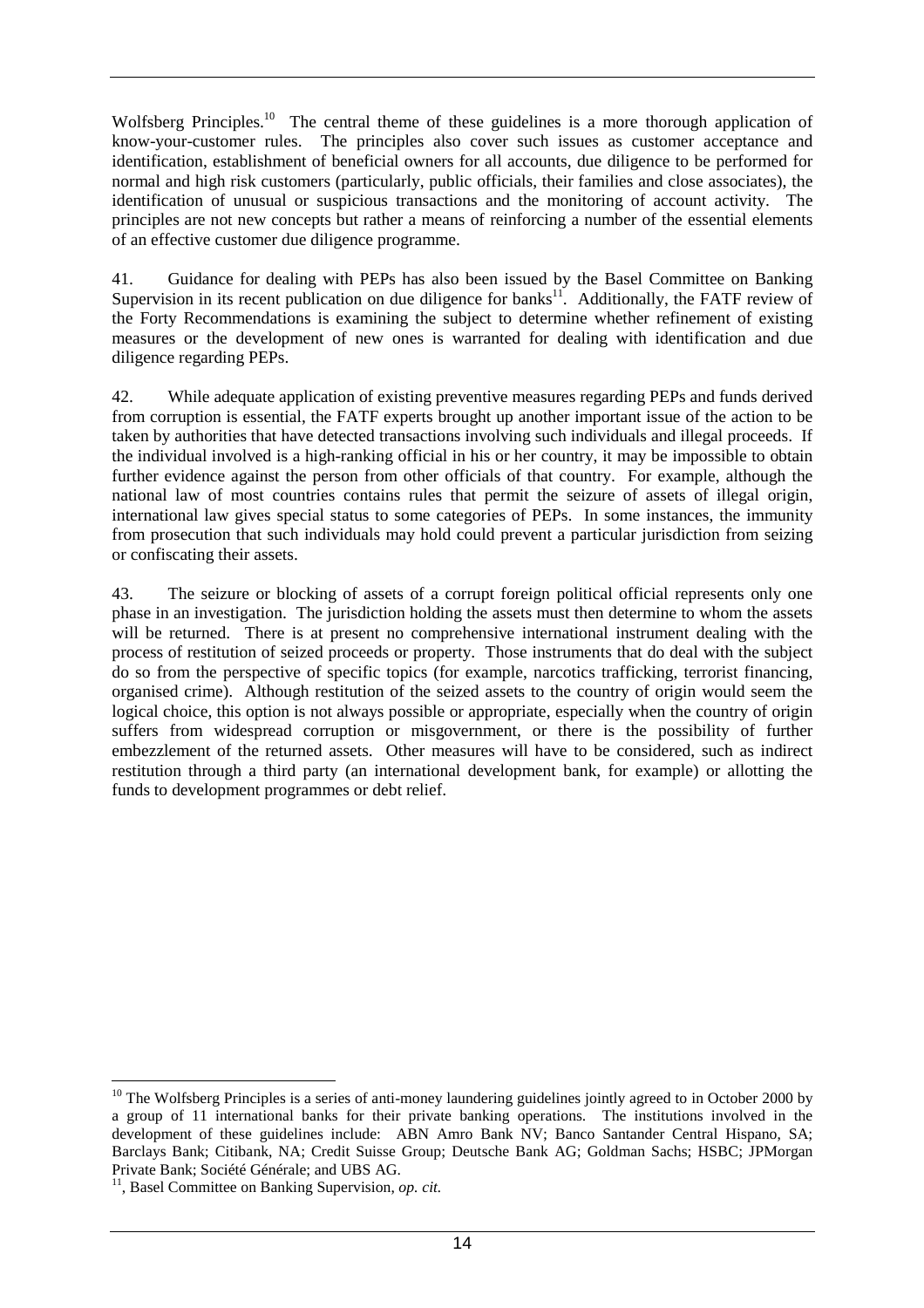Wolfsberg Principles.[10] The central theme of these guidelines is a more thorough application of know-your-customer rules. The principles also cover such issues as customer acceptance and identification, establishment of beneficial owners for all accounts, due diligence to be performed for normal and high risk customers (particularly, public officials, their families and close associates), the identification of unusual or suspicious transactions and the monitoring of account activity. The principles are not new concepts but rather a means of reinforcing a number of the essential elements of an effective customer due diligence programme.

41. Guidance for dealing with PEPs has also been issued by the Basel Committee on Banking Supervision in its recent publication on due diligence for banks[11]. Additionally, the FATF review of the Forty Recommendations is examining the subject to determine whether refinement of existing measures or the development of new ones is warranted for dealing with identification and due diligence regarding PEPs.

42. While adequate application of existing preventive measures regarding PEPs and funds derived from corruption is essential, the FATF experts brought up another important issue of the action to be taken by authorities that have detected transactions involving such individuals and illegal proceeds. If the individual involved is a high-ranking official in his or her country, it may be impossible to obtain further evidence against the person from other officials of that country. For example, although the national law of most countries contains rules that permit the seizure of assets of illegal origin, international law gives special status to some categories of PEPs. In some instances, the immunity from prosecution that such individuals may hold could prevent a particular jurisdiction from seizing or confiscating their assets.

43. The seizure or blocking of assets of a corrupt foreign political official represents only one phase in an investigation. The jurisdiction holding the assets must then determine to whom the assets will be returned. There is at present no comprehensive international instrument dealing with the process of restitution of seized proceeds or property. Those instruments that do deal with the subject do so from the perspective of specific topics (for example, narcotics trafficking, terrorist financing, organised crime). Although restitution of the seized assets to the country of origin would seem the logical choice, this option is not always possible or appropriate, especially when the country of origin suffers from widespread corruption or misgovernment, or there is the possibility of further embezzlement of the returned assets. Other measures will have to be considered, such as indirect restitution through a third party (an international development bank, for example) or allotting the funds to development programmes or debt relief.

---

[10] The Wolfsberg Principles is a series of anti-money laundering guidelines jointly agreed to in October 2000 by a group of 11 international banks for their private banking operations. The institutions involved in the development of these guidelines include: ABN Amro Bank NV; Banco Santander Central Hispano, SA; Barclays Bank; Citibank, NA; Credit Suisse Group; Deutsche Bank AG; Goldman Sachs; HSBC; JPMorgan Private Bank; Société Générale; and UBS AG.

[11], Basel Committee on Banking Supervision, *op. cit.*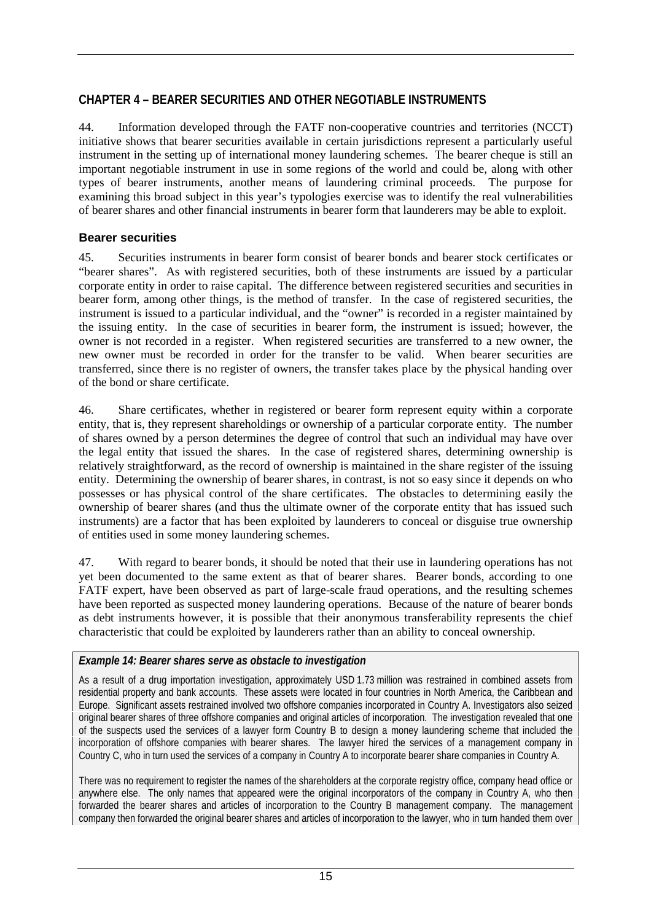## CHAPTER 4 – BEARER SECURITIES AND OTHER NEGOTIABLE INSTRUMENTS

44. Information developed through the FATF non-cooperative countries and territories (NCCT) initiative shows that bearer securities available in certain jurisdictions represent a particularly useful instrument in the setting up of international money laundering schemes. The bearer cheque is still an important negotiable instrument in use in some regions of the world and could be, along with other types of bearer instruments, another means of laundering criminal proceeds. The purpose for examining this broad subject in this year's typologies exercise was to identify the real vulnerabilities of bearer shares and other financial instruments in bearer form that launderers may be able to exploit.

### Bearer securities

45. Securities instruments in bearer form consist of bearer bonds and bearer stock certificates or "bearer shares". As with registered securities, both of these instruments are issued by a particular corporate entity in order to raise capital. The difference between registered securities and securities in bearer form, among other things, is the method of transfer. In the case of registered securities, the instrument is issued to a particular individual, and the "owner" is recorded in a register maintained by the issuing entity. In the case of securities in bearer form, the instrument is issued; however, the owner is not recorded in a register. When registered securities are transferred to a new owner, the new owner must be recorded in order for the transfer to be valid. When bearer securities are transferred, since there is no register of owners, the transfer takes place by the physical handing over of the bond or share certificate.

46. Share certificates, whether in registered or bearer form represent equity within a corporate entity, that is, they represent shareholdings or ownership of a particular corporate entity. The number of shares owned by a person determines the degree of control that such an individual may have over the legal entity that issued the shares. In the case of registered shares, determining ownership is relatively straightforward, as the record of ownership is maintained in the share register of the issuing entity. Determining the ownership of bearer shares, in contrast, is not so easy since it depends on who possesses or has physical control of the share certificates. The obstacles to determining easily the ownership of bearer shares (and thus the ultimate owner of the corporate entity that has issued such instruments) are a factor that has been exploited by launderers to conceal or disguise true ownership of entities used in some money laundering schemes.

47. With regard to bearer bonds, it should be noted that their use in laundering operations has not yet been documented to the same extent as that of bearer shares. Bearer bonds, according to one FATF expert, have been observed as part of large-scale fraud operations, and the resulting schemes have been reported as suspected money laundering operations. Because of the nature of bearer bonds as debt instruments however, it is possible that their anonymous transferability represents the chief characteristic that could be exploited by launderers rather than an ability to conceal ownership.

***Example 14: Bearer shares serve as obstacle to investigation***

As a result of a drug importation investigation, approximately USD 1.73 million was restrained in combined assets from residential property and bank accounts. These assets were located in four countries in North America, the Caribbean and Europe. Significant assets restrained involved two offshore companies incorporated in Country A. Investigators also seized original bearer shares of three offshore companies and original articles of incorporation. The investigation revealed that one of the suspects used the services of a lawyer form Country B to design a money laundering scheme that included the incorporation of offshore companies with bearer shares. The lawyer hired the services of a management company in Country C, who in turn used the services of a company in Country A to incorporate bearer share companies in Country A.

There was no requirement to register the names of the shareholders at the corporate registry office, company head office or anywhere else. The only names that appeared were the original incorporators of the company in Country A, who then forwarded the bearer shares and articles of incorporation to the Country B management company. The management company then forwarded the original bearer shares and articles of incorporation to the lawyer, who in turn handed them over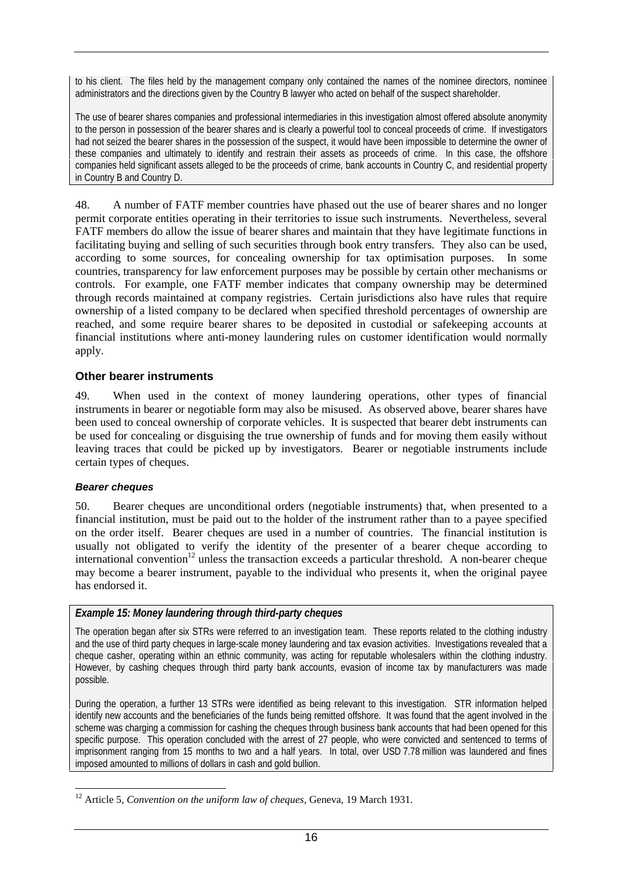to his client. The files held by the management company only contained the names of the nominee directors, nominee administrators and the directions given by the Country B lawyer who acted on behalf of the suspect shareholder.

The use of bearer shares companies and professional intermediaries in this investigation almost offered absolute anonymity to the person in possession of the bearer shares and is clearly a powerful tool to conceal proceeds of crime. If investigators had not seized the bearer shares in the possession of the suspect, it would have been impossible to determine the owner of these companies and ultimately to identify and restrain their assets as proceeds of crime. In this case, the offshore companies held significant assets alleged to be the proceeds of crime, bank accounts in Country C, and residential property in Country B and Country D.

48. A number of FATF member countries have phased out the use of bearer shares and no longer permit corporate entities operating in their territories to issue such instruments. Nevertheless, several FATF members do allow the issue of bearer shares and maintain that they have legitimate functions in facilitating buying and selling of such securities through book entry transfers. They also can be used, according to some sources, for concealing ownership for tax optimisation purposes. In some countries, transparency for law enforcement purposes may be possible by certain other mechanisms or controls. For example, one FATF member indicates that company ownership may be determined through records maintained at company registries. Certain jurisdictions also have rules that require ownership of a listed company to be declared when specified threshold percentages of ownership are reached, and some require bearer shares to be deposited in custodial or safekeeping accounts at financial institutions where anti-money laundering rules on customer identification would normally apply.

### Other bearer instruments

49. When used in the context of money laundering operations, other types of financial instruments in bearer or negotiable form may also be misused. As observed above, bearer shares have been used to conceal ownership of corporate vehicles. It is suspected that bearer debt instruments can be used for concealing or disguising the true ownership of funds and for moving them easily without leaving traces that could be picked up by investigators. Bearer or negotiable instruments include certain types of cheques.

#### *Bearer cheques*

50. Bearer cheques are unconditional orders (negotiable instruments) that, when presented to a financial institution, must be paid out to the holder of the instrument rather than to a payee specified on the order itself. Bearer cheques are used in a number of countries. The financial institution is usually not obligated to verify the identity of the presenter of a bearer cheque according to international convention[12] unless the transaction exceeds a particular threshold. A non-bearer cheque may become a bearer instrument, payable to the individual who presents it, when the original payee has endorsed it.

***Example 15: Money laundering through third-party cheques***

The operation began after six STRs were referred to an investigation team. These reports related to the clothing industry and the use of third party cheques in large-scale money laundering and tax evasion activities. Investigations revealed that a cheque casher, operating within an ethnic community, was acting for reputable wholesalers within the clothing industry. However, by cashing cheques through third party bank accounts, evasion of income tax by manufacturers was made possible.

During the operation, a further 13 STRs were identified as being relevant to this investigation. STR information helped identify new accounts and the beneficiaries of the funds being remitted offshore. It was found that the agent involved in the scheme was charging a commission for cashing the cheques through business bank accounts that had been opened for this specific purpose. This operation concluded with the arrest of 27 people, who were convicted and sentenced to terms of imprisonment ranging from 15 months to two and a half years. In total, over USD 7.78 million was laundered and fines imposed amounted to millions of dollars in cash and gold bullion.

[12] Article 5, *Convention on the uniform law of cheques*, Geneva, 19 March 1931.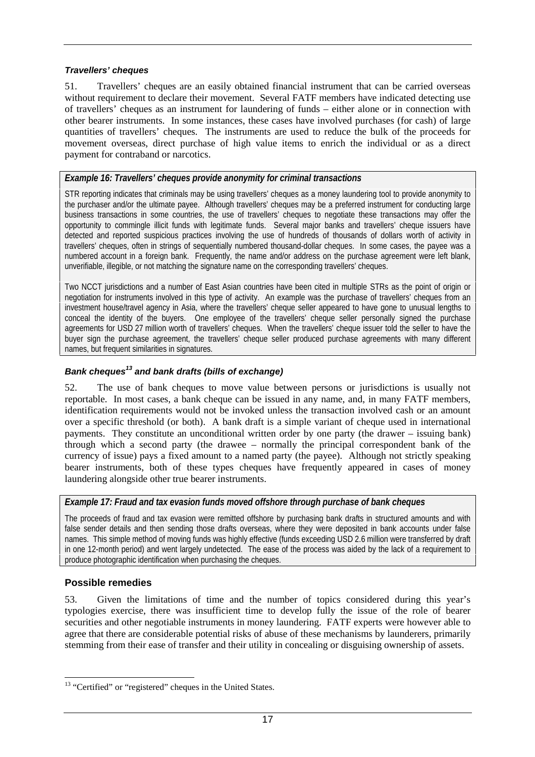#### *Travellers' cheques*

51. Travellers' cheques are an easily obtained financial instrument that can be carried overseas without requirement to declare their movement. Several FATF members have indicated detecting use of travellers' cheques as an instrument for laundering of funds – either alone or in connection with other bearer instruments. In some instances, these cases have involved purchases (for cash) of large quantities of travellers' cheques. The instruments are used to reduce the bulk of the proceeds for movement overseas, direct purchase of high value items to enrich the individual or as a direct payment for contraband or narcotics.

> ***Example 16: Travellers' cheques provide anonymity for criminal transactions***
>
> STR reporting indicates that criminals may be using travellers' cheques as a money laundering tool to provide anonymity to the purchaser and/or the ultimate payee. Although travellers' cheques may be a preferred instrument for conducting large business transactions in some countries, the use of travellers' cheques to negotiate these transactions may offer the opportunity to commingle illicit funds with legitimate funds. Several major banks and travellers' cheque issuers have detected and reported suspicious practices involving the use of hundreds of thousands of dollars worth of activity in travellers' cheques, often in strings of sequentially numbered thousand-dollar cheques. In some cases, the payee was a numbered account in a foreign bank. Frequently, the name and/or address on the purchase agreement were left blank, unverifiable, illegible, or not matching the signature name on the corresponding travellers' cheques.
>
> Two NCCT jurisdictions and a number of East Asian countries have been cited in multiple STRs as the point of origin or negotiation for instruments involved in this type of activity. An example was the purchase of travellers' cheques from an investment house/travel agency in Asia, where the travellers' cheque seller appeared to have gone to unusual lengths to conceal the identity of the buyers. One employee of the travellers' cheque seller personally signed the purchase agreements for USD 27 million worth of travellers' cheques. When the travellers' cheque issuer told the seller to have the buyer sign the purchase agreement, the travellers' cheque seller produced purchase agreements with many different names, but frequent similarities in signatures.

#### *Bank cheques[13] and bank drafts (bills of exchange)*

52. The use of bank cheques to move value between persons or jurisdictions is usually not reportable. In most cases, a bank cheque can be issued in any name, and, in many FATF members, identification requirements would not be invoked unless the transaction involved cash or an amount over a specific threshold (or both). A bank draft is a simple variant of cheque used in international payments. They constitute an unconditional written order by one party (the drawer – issuing bank) through which a second party (the drawee – normally the principal correspondent bank of the currency of issue) pays a fixed amount to a named party (the payee). Although not strictly speaking bearer instruments, both of these types cheques have frequently appeared in cases of money laundering alongside other true bearer instruments.

> ***Example 17: Fraud and tax evasion funds moved offshore through purchase of bank cheques***
>
> The proceeds of fraud and tax evasion were remitted offshore by purchasing bank drafts in structured amounts and with false sender details and then sending those drafts overseas, where they were deposited in bank accounts under false names. This simple method of moving funds was highly effective (funds exceeding USD 2.6 million were transferred by draft in one 12-month period) and went largely undetected. The ease of the process was aided by the lack of a requirement to produce photographic identification when purchasing the cheques.

### Possible remedies

53. Given the limitations of time and the number of topics considered during this year's typologies exercise, there was insufficient time to develop fully the issue of the role of bearer securities and other negotiable instruments in money laundering. FATF experts were however able to agree that there are considerable potential risks of abuse of these mechanisms by launderers, primarily stemming from their ease of transfer and their utility in concealing or disguising ownership of assets.

---

[13] "Certified" or "registered" cheques in the United States.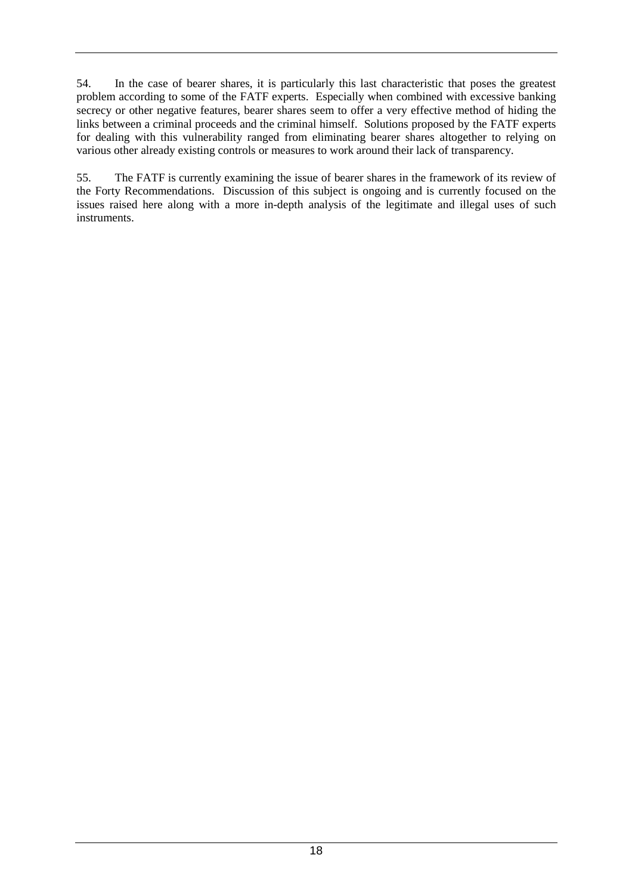54. In the case of bearer shares, it is particularly this last characteristic that poses the greatest problem according to some of the FATF experts. Especially when combined with excessive banking secrecy or other negative features, bearer shares seem to offer a very effective method of hiding the links between a criminal proceeds and the criminal himself. Solutions proposed by the FATF experts for dealing with this vulnerability ranged from eliminating bearer shares altogether to relying on various other already existing controls or measures to work around their lack of transparency.

55. The FATF is currently examining the issue of bearer shares in the framework of its review of the Forty Recommendations. Discussion of this subject is ongoing and is currently focused on the issues raised here along with a more in-depth analysis of the legitimate and illegal uses of such instruments.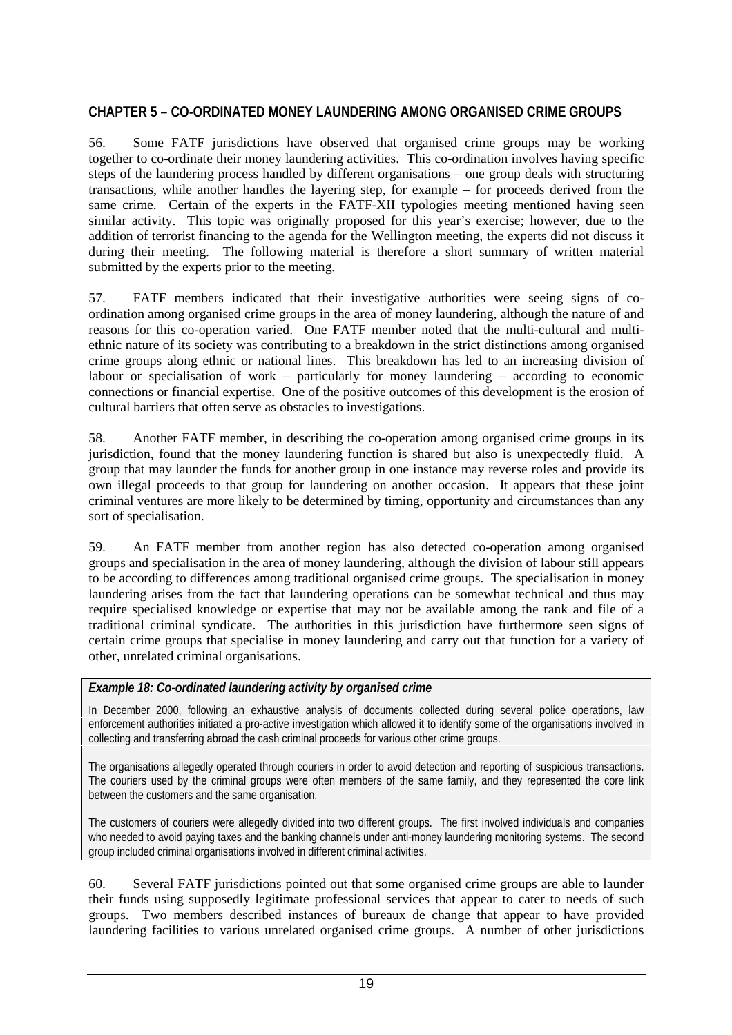## CHAPTER 5 – CO-ORDINATED MONEY LAUNDERING AMONG ORGANISED CRIME GROUPS

56. Some FATF jurisdictions have observed that organised crime groups may be working together to co-ordinate their money laundering activities. This co-ordination involves having specific steps of the laundering process handled by different organisations – one group deals with structuring transactions, while another handles the layering step, for example – for proceeds derived from the same crime. Certain of the experts in the FATF-XII typologies meeting mentioned having seen similar activity. This topic was originally proposed for this year's exercise; however, due to the addition of terrorist financing to the agenda for the Wellington meeting, the experts did not discuss it during their meeting. The following material is therefore a short summary of written material submitted by the experts prior to the meeting.

57. FATF members indicated that their investigative authorities were seeing signs of co-ordination among organised crime groups in the area of money laundering, although the nature of and reasons for this co-operation varied. One FATF member noted that the multi-cultural and multi-ethnic nature of its society was contributing to a breakdown in the strict distinctions among organised crime groups along ethnic or national lines. This breakdown has led to an increasing division of labour or specialisation of work – particularly for money laundering – according to economic connections or financial expertise. One of the positive outcomes of this development is the erosion of cultural barriers that often serve as obstacles to investigations.

58. Another FATF member, in describing the co-operation among organised crime groups in its jurisdiction, found that the money laundering function is shared but also is unexpectedly fluid. A group that may launder the funds for another group in one instance may reverse roles and provide its own illegal proceeds to that group for laundering on another occasion. It appears that these joint criminal ventures are more likely to be determined by timing, opportunity and circumstances than any sort of specialisation.

59. An FATF member from another region has also detected co-operation among organised groups and specialisation in the area of money laundering, although the division of labour still appears to be according to differences among traditional organised crime groups. The specialisation in money laundering arises from the fact that laundering operations can be somewhat technical and thus may require specialised knowledge or expertise that may not be available among the rank and file of a traditional criminal syndicate. The authorities in this jurisdiction have furthermore seen signs of certain crime groups that specialise in money laundering and carry out that function for a variety of other, unrelated criminal organisations.

***Example 18: Co-ordinated laundering activity by organised crime***

In December 2000, following an exhaustive analysis of documents collected during several police operations, law enforcement authorities initiated a pro-active investigation which allowed it to identify some of the organisations involved in collecting and transferring abroad the cash criminal proceeds for various other crime groups.

The organisations allegedly operated through couriers in order to avoid detection and reporting of suspicious transactions. The couriers used by the criminal groups were often members of the same family, and they represented the core link between the customers and the same organisation.

The customers of couriers were allegedly divided into two different groups. The first involved individuals and companies who needed to avoid paying taxes and the banking channels under anti-money laundering monitoring systems. The second group included criminal organisations involved in different criminal activities.

60. Several FATF jurisdictions pointed out that some organised crime groups are able to launder their funds using supposedly legitimate professional services that appear to cater to needs of such groups. Two members described instances of bureaux de change that appear to have provided laundering facilities to various unrelated organised crime groups. A number of other jurisdictions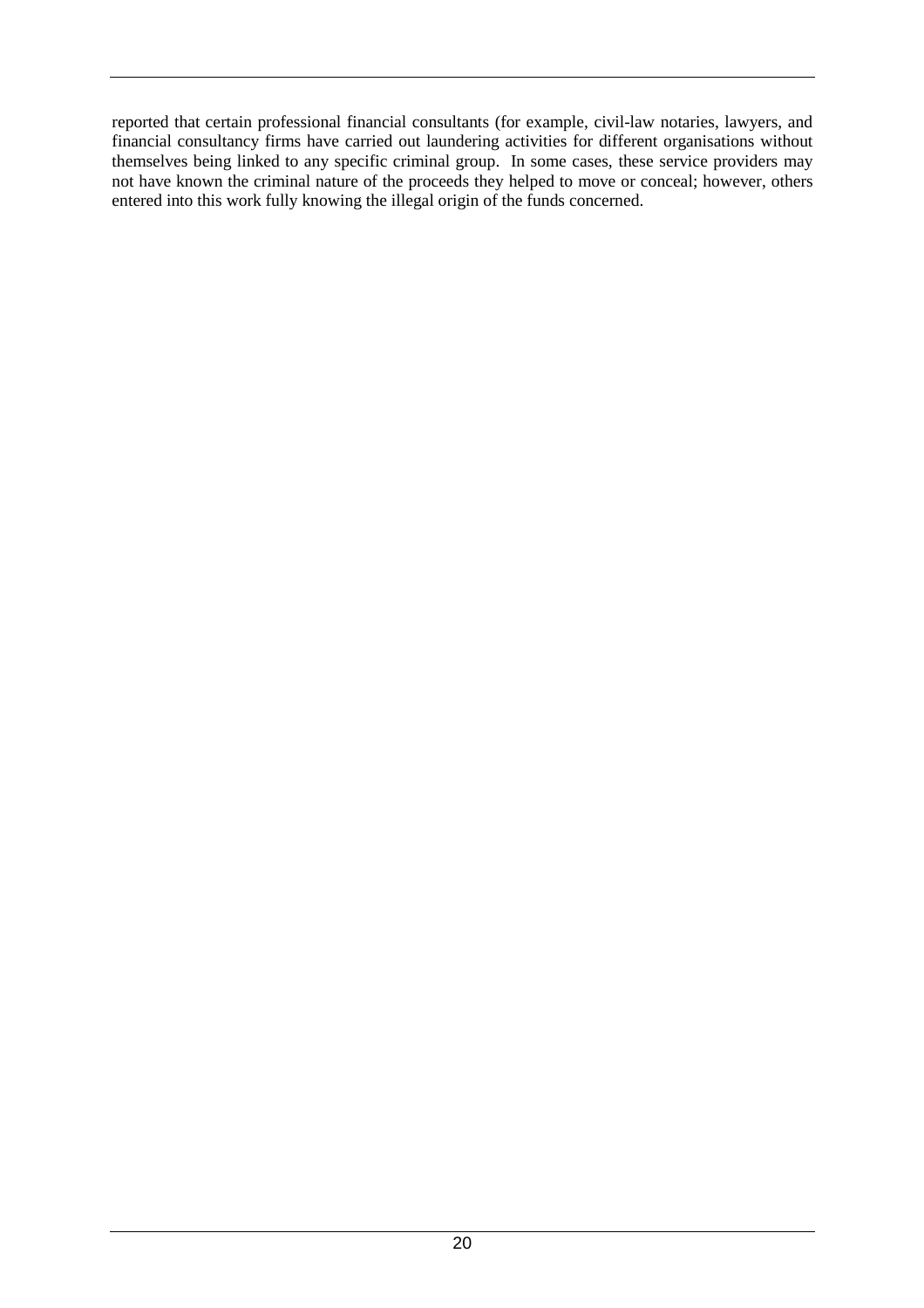reported that certain professional financial consultants (for example, civil-law notaries, lawyers, and financial consultancy firms have carried out laundering activities for different organisations without themselves being linked to any specific criminal group. In some cases, these service providers may not have known the criminal nature of the proceeds they helped to move or conceal; however, others entered into this work fully knowing the illegal origin of the funds concerned.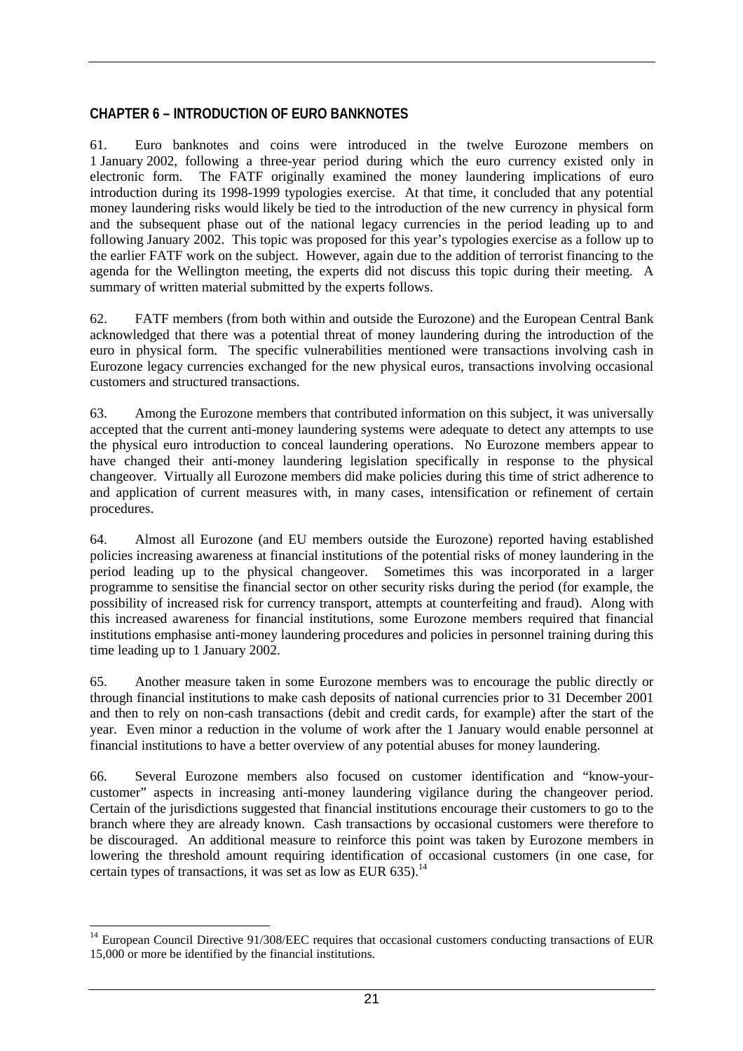## CHAPTER 6 – INTRODUCTION OF EURO BANKNOTES

61. Euro banknotes and coins were introduced in the twelve Eurozone members on 1 January 2002, following a three-year period during which the euro currency existed only in electronic form. The FATF originally examined the money laundering implications of euro introduction during its 1998-1999 typologies exercise. At that time, it concluded that any potential money laundering risks would likely be tied to the introduction of the new currency in physical form and the subsequent phase out of the national legacy currencies in the period leading up to and following January 2002. This topic was proposed for this year's typologies exercise as a follow up to the earlier FATF work on the subject. However, again due to the addition of terrorist financing to the agenda for the Wellington meeting, the experts did not discuss this topic during their meeting. A summary of written material submitted by the experts follows.

62. FATF members (from both within and outside the Eurozone) and the European Central Bank acknowledged that there was a potential threat of money laundering during the introduction of the euro in physical form. The specific vulnerabilities mentioned were transactions involving cash in Eurozone legacy currencies exchanged for the new physical euros, transactions involving occasional customers and structured transactions.

63. Among the Eurozone members that contributed information on this subject, it was universally accepted that the current anti-money laundering systems were adequate to detect any attempts to use the physical euro introduction to conceal laundering operations. No Eurozone members appear to have changed their anti-money laundering legislation specifically in response to the physical changeover. Virtually all Eurozone members did make policies during this time of strict adherence to and application of current measures with, in many cases, intensification or refinement of certain procedures.

64. Almost all Eurozone (and EU members outside the Eurozone) reported having established policies increasing awareness at financial institutions of the potential risks of money laundering in the period leading up to the physical changeover. Sometimes this was incorporated in a larger programme to sensitise the financial sector on other security risks during the period (for example, the possibility of increased risk for currency transport, attempts at counterfeiting and fraud). Along with this increased awareness for financial institutions, some Eurozone members required that financial institutions emphasise anti-money laundering procedures and policies in personnel training during this time leading up to 1 January 2002.

65. Another measure taken in some Eurozone members was to encourage the public directly or through financial institutions to make cash deposits of national currencies prior to 31 December 2001 and then to rely on non-cash transactions (debit and credit cards, for example) after the start of the year. Even minor a reduction in the volume of work after the 1 January would enable personnel at financial institutions to have a better overview of any potential abuses for money laundering.

66. Several Eurozone members also focused on customer identification and "know-your-customer" aspects in increasing anti-money laundering vigilance during the changeover period. Certain of the jurisdictions suggested that financial institutions encourage their customers to go to the branch where they are already known. Cash transactions by occasional customers were therefore to be discouraged. An additional measure to reinforce this point was taken by Eurozone members in lowering the threshold amount requiring identification of occasional customers (in one case, for certain types of transactions, it was set as low as EUR 635).[14]

[14] European Council Directive 91/308/EEC requires that occasional customers conducting transactions of EUR 15,000 or more be identified by the financial institutions.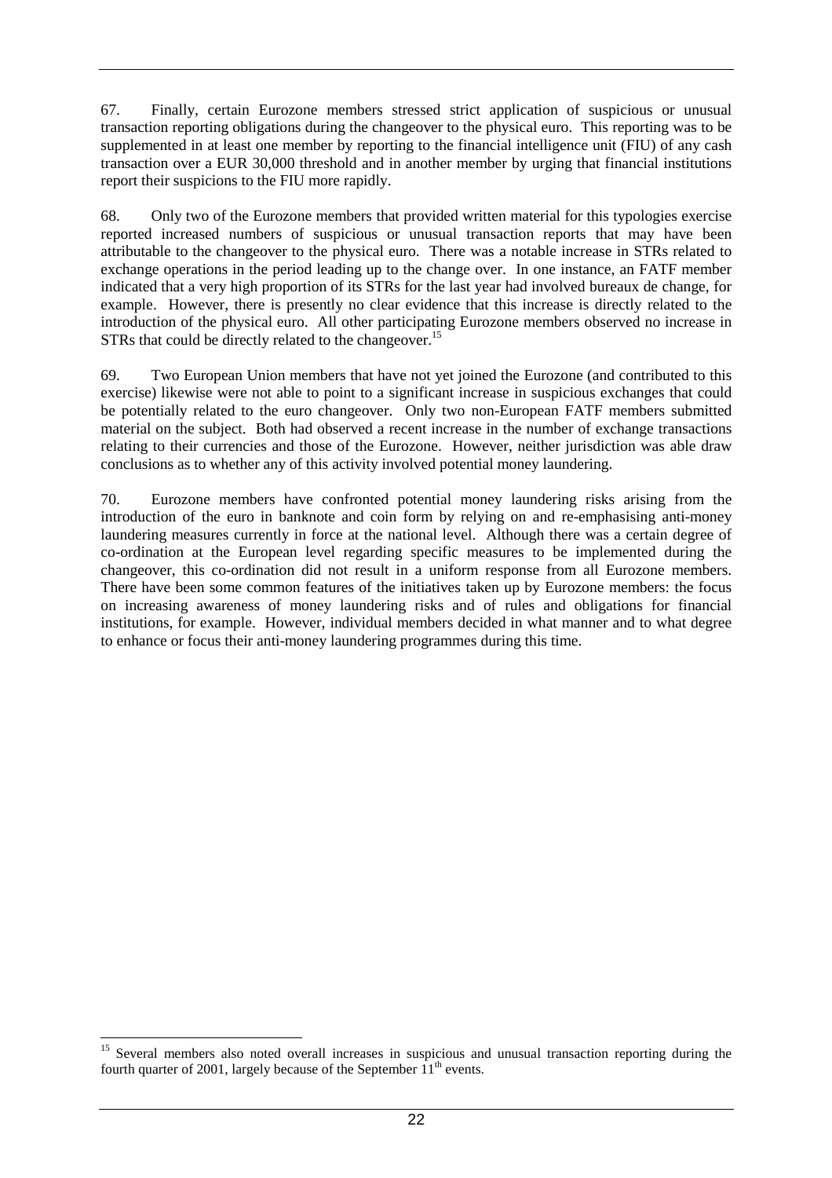67. Finally, certain Eurozone members stressed strict application of suspicious or unusual transaction reporting obligations during the changeover to the physical euro. This reporting was to be supplemented in at least one member by reporting to the financial intelligence unit (FIU) of any cash transaction over a EUR 30,000 threshold and in another member by urging that financial institutions report their suspicions to the FIU more rapidly.

68. Only two of the Eurozone members that provided written material for this typologies exercise reported increased numbers of suspicious or unusual transaction reports that may have been attributable to the changeover to the physical euro. There was a notable increase in STRs related to exchange operations in the period leading up to the change over. In one instance, an FATF member indicated that a very high proportion of its STRs for the last year had involved bureaux de change, for example. However, there is presently no clear evidence that this increase is directly related to the introduction of the physical euro. All other participating Eurozone members observed no increase in STRs that could be directly related to the changeover.[15]

69. Two European Union members that have not yet joined the Eurozone (and contributed to this exercise) likewise were not able to point to a significant increase in suspicious exchanges that could be potentially related to the euro changeover. Only two non-European FATF members submitted material on the subject. Both had observed a recent increase in the number of exchange transactions relating to their currencies and those of the Eurozone. However, neither jurisdiction was able draw conclusions as to whether any of this activity involved potential money laundering.

70. Eurozone members have confronted potential money laundering risks arising from the introduction of the euro in banknote and coin form by relying on and re-emphasising anti-money laundering measures currently in force at the national level. Although there was a certain degree of co-ordination at the European level regarding specific measures to be implemented during the changeover, this co-ordination did not result in a uniform response from all Eurozone members. There have been some common features of the initiatives taken up by Eurozone members: the focus on increasing awareness of money laundering risks and of rules and obligations for financial institutions, for example. However, individual members decided in what manner and to what degree to enhance or focus their anti-money laundering programmes during this time.

---

[15] Several members also noted overall increases in suspicious and unusual transaction reporting during the fourth quarter of 2001, largely because of the September 11th events.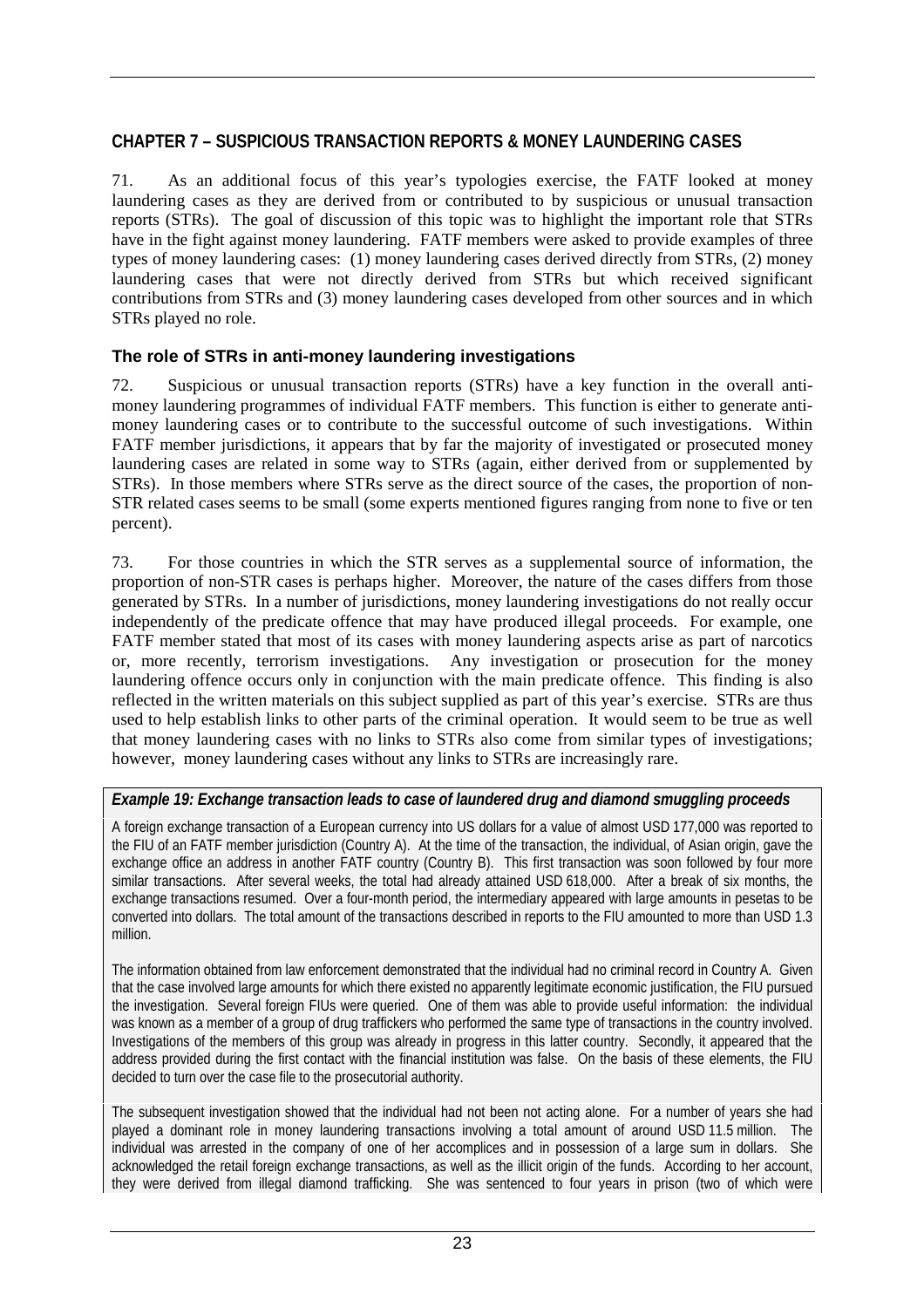## CHAPTER 7 – SUSPICIOUS TRANSACTION REPORTS & MONEY LAUNDERING CASES

71. As an additional focus of this year's typologies exercise, the FATF looked at money laundering cases as they are derived from or contributed to by suspicious or unusual transaction reports (STRs). The goal of discussion of this topic was to highlight the important role that STRs have in the fight against money laundering. FATF members were asked to provide examples of three types of money laundering cases: (1) money laundering cases derived directly from STRs, (2) money laundering cases that were not directly derived from STRs but which received significant contributions from STRs and (3) money laundering cases developed from other sources and in which STRs played no role.

### The role of STRs in anti-money laundering investigations

72. Suspicious or unusual transaction reports (STRs) have a key function in the overall anti-money laundering programmes of individual FATF members. This function is either to generate anti-money laundering cases or to contribute to the successful outcome of such investigations. Within FATF member jurisdictions, it appears that by far the majority of investigated or prosecuted money laundering cases are related in some way to STRs (again, either derived from or supplemented by STRs). In those members where STRs serve as the direct source of the cases, the proportion of non-STR related cases seems to be small (some experts mentioned figures ranging from none to five or ten percent).

73. For those countries in which the STR serves as a supplemental source of information, the proportion of non-STR cases is perhaps higher. Moreover, the nature of the cases differs from those generated by STRs. In a number of jurisdictions, money laundering investigations do not really occur independently of the predicate offence that may have produced illegal proceeds. For example, one FATF member stated that most of its cases with money laundering aspects arise as part of narcotics or, more recently, terrorism investigations. Any investigation or prosecution for the money laundering offence occurs only in conjunction with the main predicate offence. This finding is also reflected in the written materials on this subject supplied as part of this year's exercise. STRs are thus used to help establish links to other parts of the criminal operation. It would seem to be true as well that money laundering cases with no links to STRs also come from similar types of investigations; however, money laundering cases without any links to STRs are increasingly rare.

***Example 19: Exchange transaction leads to case of laundered drug and diamond smuggling proceeds***

A foreign exchange transaction of a European currency into US dollars for a value of almost USD 177,000 was reported to the FIU of an FATF member jurisdiction (Country A). At the time of the transaction, the individual, of Asian origin, gave the exchange office an address in another FATF country (Country B). This first transaction was soon followed by four more similar transactions. After several weeks, the total had already attained USD 618,000. After a break of six months, the exchange transactions resumed. Over a four-month period, the intermediary appeared with large amounts in pesetas to be converted into dollars. The total amount of the transactions described in reports to the FIU amounted to more than USD 1.3 million.

The information obtained from law enforcement demonstrated that the individual had no criminal record in Country A. Given that the case involved large amounts for which there existed no apparently legitimate economic justification, the FIU pursued the investigation. Several foreign FIUs were queried. One of them was able to provide useful information: the individual was known as a member of a group of drug traffickers who performed the same type of transactions in the country involved. Investigations of the members of this group was already in progress in this latter country. Secondly, it appeared that the address provided during the first contact with the financial institution was false. On the basis of these elements, the FIU decided to turn over the case file to the prosecutorial authority.

The subsequent investigation showed that the individual had not been not acting alone. For a number of years she had played a dominant role in money laundering transactions involving a total amount of around USD 11.5 million. The individual was arrested in the company of one of her accomplices and in possession of a large sum in dollars. She acknowledged the retail foreign exchange transactions, as well as the illicit origin of the funds. According to her account, they were derived from illegal diamond trafficking. She was sentenced to four years in prison (two of which were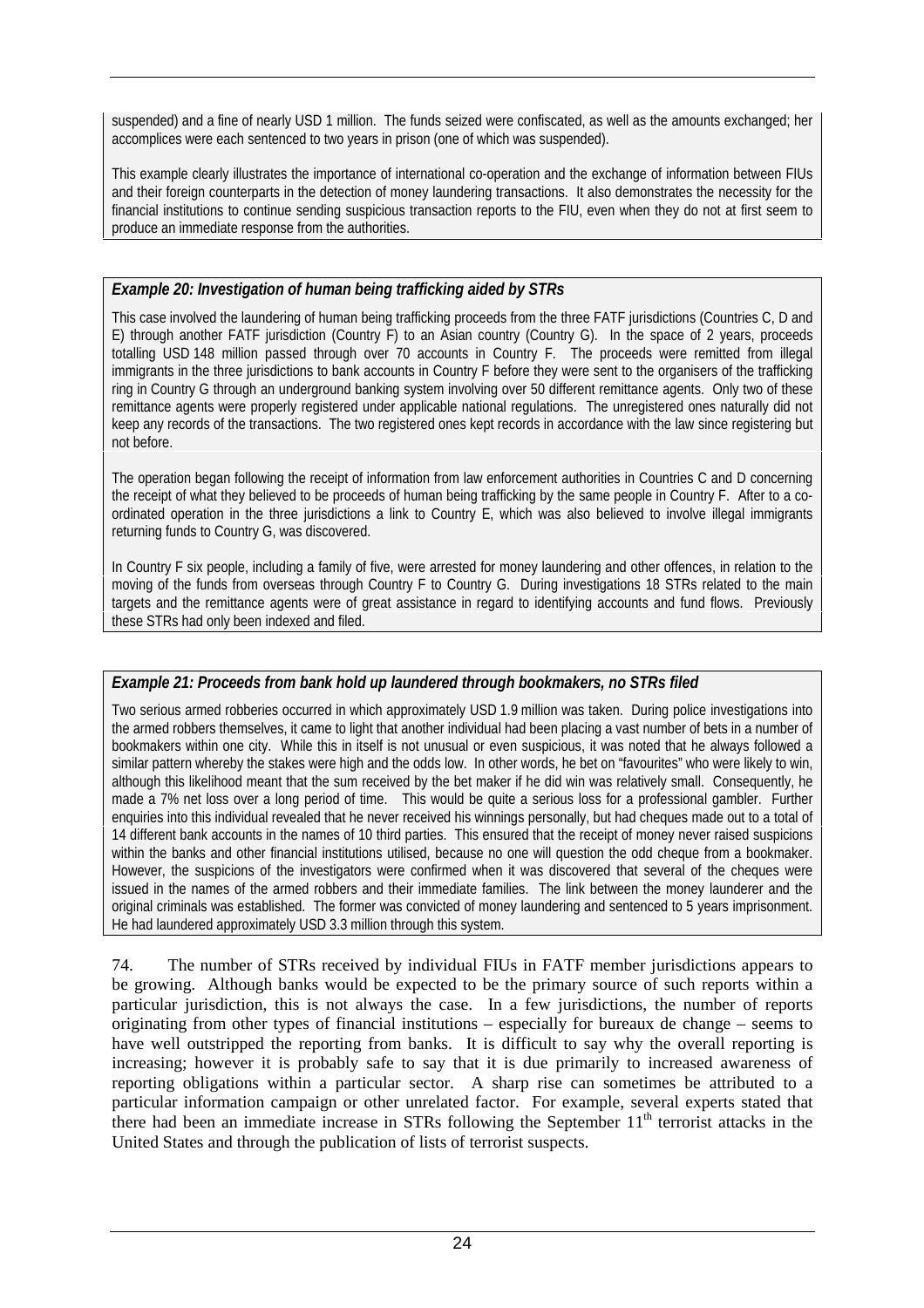suspended) and a fine of nearly USD 1 million. The funds seized were confiscated, as well as the amounts exchanged; her accomplices were each sentenced to two years in prison (one of which was suspended).

This example clearly illustrates the importance of international co-operation and the exchange of information between FIUs and their foreign counterparts in the detection of money laundering transactions. It also demonstrates the necessity for the financial institutions to continue sending suspicious transaction reports to the FIU, even when they do not at first seem to produce an immediate response from the authorities.

***Example 20: Investigation of human being trafficking aided by STRs***

This case involved the laundering of human being trafficking proceeds from the three FATF jurisdictions (Countries C, D and E) through another FATF jurisdiction (Country F) to an Asian country (Country G). In the space of 2 years, proceeds totalling USD 148 million passed through over 70 accounts in Country F. The proceeds were remitted from illegal immigrants in the three jurisdictions to bank accounts in Country F before they were sent to the organisers of the trafficking ring in Country G through an underground banking system involving over 50 different remittance agents. Only two of these remittance agents were properly registered under applicable national regulations. The unregistered ones naturally did not keep any records of the transactions. The two registered ones kept records in accordance with the law since registering but not before.

The operation began following the receipt of information from law enforcement authorities in Countries C and D concerning the receipt of what they believed to be proceeds of human being trafficking by the same people in Country F. After to a co-ordinated operation in the three jurisdictions a link to Country E, which was also believed to involve illegal immigrants returning funds to Country G, was discovered.

In Country F six people, including a family of five, were arrested for money laundering and other offences, in relation to the moving of the funds from overseas through Country F to Country G. During investigations 18 STRs related to the main targets and the remittance agents were of great assistance in regard to identifying accounts and fund flows. Previously these STRs had only been indexed and filed.

***Example 21: Proceeds from bank hold up laundered through bookmakers, no STRs filed***

Two serious armed robberies occurred in which approximately USD 1.9 million was taken. During police investigations into the armed robbers themselves, it came to light that another individual had been placing a vast number of bets in a number of bookmakers within one city. While this in itself is not unusual or even suspicious, it was noted that he always followed a similar pattern whereby the stakes were high and the odds low. In other words, he bet on "favourites" who were likely to win, although this likelihood meant that the sum received by the bet maker if he did win was relatively small. Consequently, he made a 7% net loss over a long period of time. This would be quite a serious loss for a professional gambler. Further enquiries into this individual revealed that he never received his winnings personally, but had cheques made out to a total of 14 different bank accounts in the names of 10 third parties. This ensured that the receipt of money never raised suspicions within the banks and other financial institutions utilised, because no one will question the odd cheque from a bookmaker. However, the suspicions of the investigators were confirmed when it was discovered that several of the cheques were issued in the names of the armed robbers and their immediate families. The link between the money launderer and the original criminals was established. The former was convicted of money laundering and sentenced to 5 years imprisonment. He had laundered approximately USD 3.3 million through this system.

74. The number of STRs received by individual FIUs in FATF member jurisdictions appears to be growing. Although banks would be expected to be the primary source of such reports within a particular jurisdiction, this is not always the case. In a few jurisdictions, the number of reports originating from other types of financial institutions – especially for bureaux de change – seems to have well outstripped the reporting from banks. It is difficult to say why the overall reporting is increasing; however it is probably safe to say that it is due primarily to increased awareness of reporting obligations within a particular sector. A sharp rise can sometimes be attributed to a particular information campaign or other unrelated factor. For example, several experts stated that there had been an immediate increase in STRs following the September 11th terrorist attacks in the United States and through the publication of lists of terrorist suspects.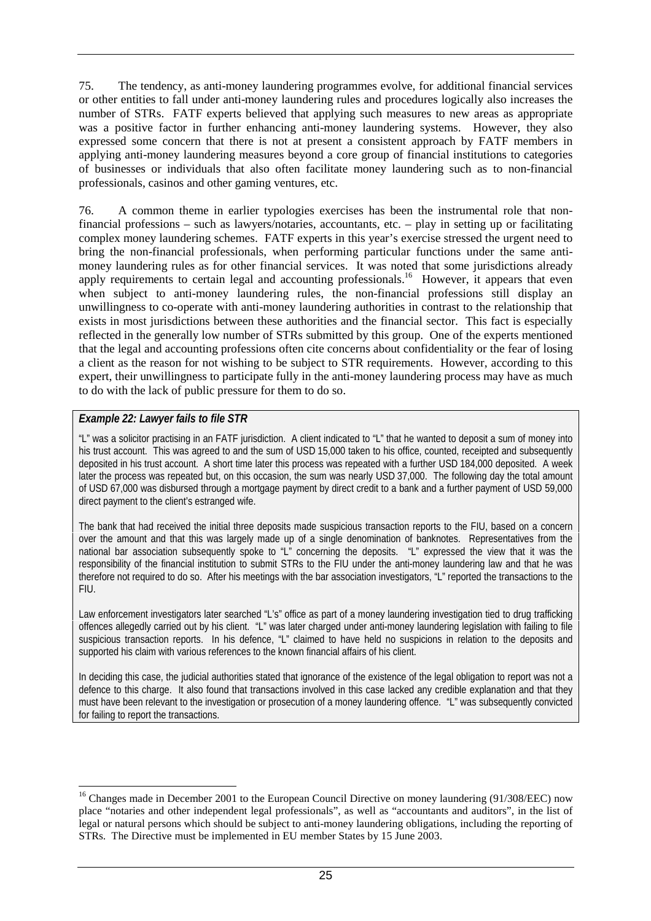75. The tendency, as anti-money laundering programmes evolve, for additional financial services or other entities to fall under anti-money laundering rules and procedures logically also increases the number of STRs. FATF experts believed that applying such measures to new areas as appropriate was a positive factor in further enhancing anti-money laundering systems. However, they also expressed some concern that there is not at present a consistent approach by FATF members in applying anti-money laundering measures beyond a core group of financial institutions to categories of businesses or individuals that also often facilitate money laundering such as to non-financial professionals, casinos and other gaming ventures, etc.

76. A common theme in earlier typologies exercises has been the instrumental role that non-financial professions – such as lawyers/notaries, accountants, etc. – play in setting up or facilitating complex money laundering schemes. FATF experts in this year's exercise stressed the urgent need to bring the non-financial professionals, when performing particular functions under the same anti-money laundering rules as for other financial services. It was noted that some jurisdictions already apply requirements to certain legal and accounting professionals.[16] However, it appears that even when subject to anti-money laundering rules, the non-financial professions still display an unwillingness to co-operate with anti-money laundering authorities in contrast to the relationship that exists in most jurisdictions between these authorities and the financial sector. This fact is especially reflected in the generally low number of STRs submitted by this group. One of the experts mentioned that the legal and accounting professions often cite concerns about confidentiality or the fear of losing a client as the reason for not wishing to be subject to STR requirements. However, according to this expert, their unwillingness to participate fully in the anti-money laundering process may have as much to do with the lack of public pressure for them to do so.

***Example 22: Lawyer fails to file STR***

"L" was a solicitor practising in an FATF jurisdiction. A client indicated to "L" that he wanted to deposit a sum of money into his trust account. This was agreed to and the sum of USD 15,000 taken to his office, counted, receipted and subsequently deposited in his trust account. A short time later this process was repeated with a further USD 184,000 deposited. A week later the process was repeated but, on this occasion, the sum was nearly USD 37,000. The following day the total amount of USD 67,000 was disbursed through a mortgage payment by direct credit to a bank and a further payment of USD 59,000 direct payment to the client's estranged wife.

The bank that had received the initial three deposits made suspicious transaction reports to the FIU, based on a concern over the amount and that this was largely made up of a single denomination of banknotes. Representatives from the national bar association subsequently spoke to "L" concerning the deposits. "L" expressed the view that it was the responsibility of the financial institution to submit STRs to the FIU under the anti-money laundering law and that he was therefore not required to do so. After his meetings with the bar association investigators, "L" reported the transactions to the FIU.

Law enforcement investigators later searched "L's" office as part of a money laundering investigation tied to drug trafficking offences allegedly carried out by his client. "L" was later charged under anti-money laundering legislation with failing to file suspicious transaction reports. In his defence, "L" claimed to have held no suspicions in relation to the deposits and supported his claim with various references to the known financial affairs of his client.

In deciding this case, the judicial authorities stated that ignorance of the existence of the legal obligation to report was not a defence to this charge. It also found that transactions involved in this case lacked any credible explanation and that they must have been relevant to the investigation or prosecution of a money laundering offence. "L" was subsequently convicted for failing to report the transactions.

---

[16] Changes made in December 2001 to the European Council Directive on money laundering (91/308/EEC) now place "notaries and other independent legal professionals", as well as "accountants and auditors", in the list of legal or natural persons which should be subject to anti-money laundering obligations, including the reporting of STRs. The Directive must be implemented in EU member States by 15 June 2003.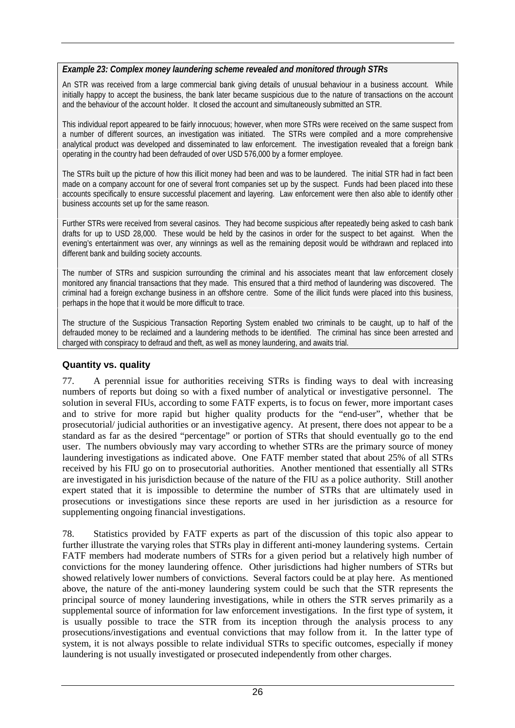***Example 23: Complex money laundering scheme revealed and monitored through STRs***

An STR was received from a large commercial bank giving details of unusual behaviour in a business account. While initially happy to accept the business, the bank later became suspicious due to the nature of transactions on the account and the behaviour of the account holder. It closed the account and simultaneously submitted an STR.

This individual report appeared to be fairly innocuous; however, when more STRs were received on the same suspect from a number of different sources, an investigation was initiated. The STRs were compiled and a more comprehensive analytical product was developed and disseminated to law enforcement. The investigation revealed that a foreign bank operating in the country had been defrauded of over USD 576,000 by a former employee.

The STRs built up the picture of how this illicit money had been and was to be laundered. The initial STR had in fact been made on a company account for one of several front companies set up by the suspect. Funds had been placed into these accounts specifically to ensure successful placement and layering. Law enforcement were then also able to identify other business accounts set up for the same reason.

Further STRs were received from several casinos. They had become suspicious after repeatedly being asked to cash bank drafts for up to USD 28,000. These would be held by the casinos in order for the suspect to bet against. When the evening's entertainment was over, any winnings as well as the remaining deposit would be withdrawn and replaced into different bank and building society accounts.

The number of STRs and suspicion surrounding the criminal and his associates meant that law enforcement closely monitored any financial transactions that they made. This ensured that a third method of laundering was discovered. The criminal had a foreign exchange business in an offshore centre. Some of the illicit funds were placed into this business, perhaps in the hope that it would be more difficult to trace.

The structure of the Suspicious Transaction Reporting System enabled two criminals to be caught, up to half of the defrauded money to be reclaimed and a laundering methods to be identified. The criminal has since been arrested and charged with conspiracy to defraud and theft, as well as money laundering, and awaits trial.

### Quantity vs. quality

77. A perennial issue for authorities receiving STRs is finding ways to deal with increasing numbers of reports but doing so with a fixed number of analytical or investigative personnel. The solution in several FIUs, according to some FATF experts, is to focus on fewer, more important cases and to strive for more rapid but higher quality products for the "end-user", whether that be prosecutorial/ judicial authorities or an investigative agency. At present, there does not appear to be a standard as far as the desired "percentage" or portion of STRs that should eventually go to the end user. The numbers obviously may vary according to whether STRs are the primary source of money laundering investigations as indicated above. One FATF member stated that about 25% of all STRs received by his FIU go on to prosecutorial authorities. Another mentioned that essentially all STRs are investigated in his jurisdiction because of the nature of the FIU as a police authority. Still another expert stated that it is impossible to determine the number of STRs that are ultimately used in prosecutions or investigations since these reports are used in her jurisdiction as a resource for supplementing ongoing financial investigations.

78. Statistics provided by FATF experts as part of the discussion of this topic also appear to further illustrate the varying roles that STRs play in different anti-money laundering systems. Certain FATF members had moderate numbers of STRs for a given period but a relatively high number of convictions for the money laundering offence. Other jurisdictions had higher numbers of STRs but showed relatively lower numbers of convictions. Several factors could be at play here. As mentioned above, the nature of the anti-money laundering system could be such that the STR represents the principal source of money laundering investigations, while in others the STR serves primarily as a supplemental source of information for law enforcement investigations. In the first type of system, it is usually possible to trace the STR from its inception through the analysis process to any prosecutions/investigations and eventual convictions that may follow from it. In the latter type of system, it is not always possible to relate individual STRs to specific outcomes, especially if money laundering is not usually investigated or prosecuted independently from other charges.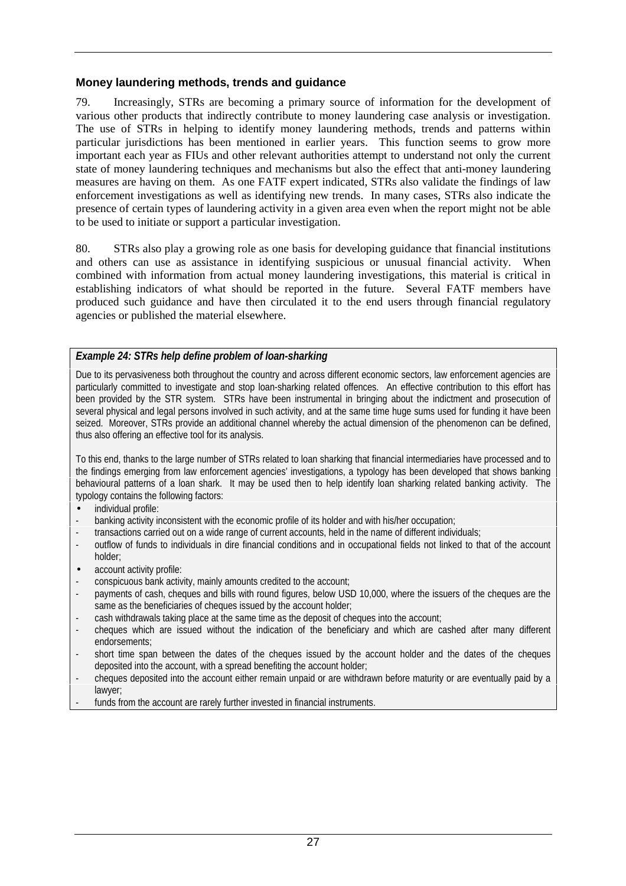### Money laundering methods, trends and guidance

79. Increasingly, STRs are becoming a primary source of information for the development of various other products that indirectly contribute to money laundering case analysis or investigation. The use of STRs in helping to identify money laundering methods, trends and patterns within particular jurisdictions has been mentioned in earlier years. This function seems to grow more important each year as FIUs and other relevant authorities attempt to understand not only the current state of money laundering techniques and mechanisms but also the effect that anti-money laundering measures are having on them. As one FATF expert indicated, STRs also validate the findings of law enforcement investigations as well as identifying new trends. In many cases, STRs also indicate the presence of certain types of laundering activity in a given area even when the report might not be able to be used to initiate or support a particular investigation.

80. STRs also play a growing role as one basis for developing guidance that financial institutions and others can use as assistance in identifying suspicious or unusual financial activity. When combined with information from actual money laundering investigations, this material is critical in establishing indicators of what should be reported in the future. Several FATF members have produced such guidance and have then circulated it to the end users through financial regulatory agencies or published the material elsewhere.

***Example 24: STRs help define problem of loan-sharking***

Due to its pervasiveness both throughout the country and across different economic sectors, law enforcement agencies are particularly committed to investigate and stop loan-sharking related offences. An effective contribution to this effort has been provided by the STR system. STRs have been instrumental in bringing about the indictment and prosecution of several physical and legal persons involved in such activity, and at the same time huge sums used for funding it have been seized. Moreover, STRs provide an additional channel whereby the actual dimension of the phenomenon can be defined, thus also offering an effective tool for its analysis.

To this end, thanks to the large number of STRs related to loan sharking that financial intermediaries have processed and to the findings emerging from law enforcement agencies' investigations, a typology has been developed that shows banking behavioural patterns of a loan shark. It may be used then to help identify loan sharking related banking activity. The typology contains the following factors:

- individual profile:
  - banking activity inconsistent with the economic profile of its holder and with his/her occupation;
  - transactions carried out on a wide range of current accounts, held in the name of different individuals;
  - outflow of funds to individuals in dire financial conditions and in occupational fields not linked to that of the account holder;
- account activity profile:
  - conspicuous bank activity, mainly amounts credited to the account;
  - payments of cash, cheques and bills with round figures, below USD 10,000, where the issuers of the cheques are the same as the beneficiaries of cheques issued by the account holder;
  - cash withdrawals taking place at the same time as the deposit of cheques into the account;
  - cheques which are issued without the indication of the beneficiary and which are cashed after many different endorsements;
  - short time span between the dates of the cheques issued by the account holder and the dates of the cheques deposited into the account, with a spread benefiting the account holder;
  - cheques deposited into the account either remain unpaid or are withdrawn before maturity or are eventually paid by a lawyer;
  - funds from the account are rarely further invested in financial instruments.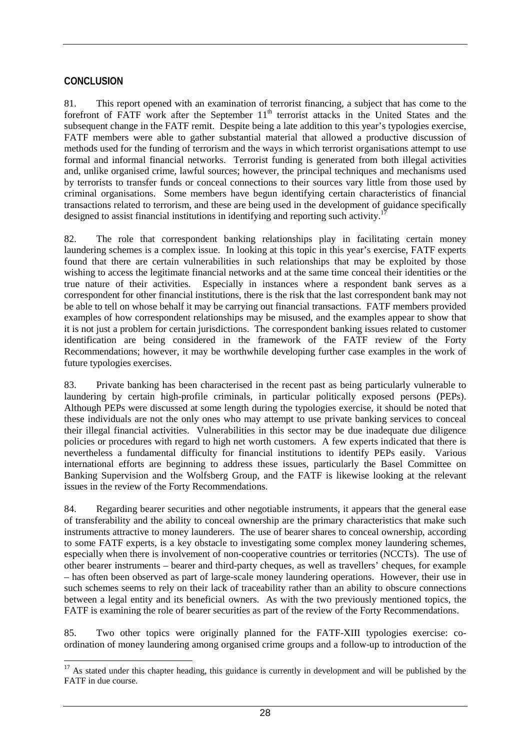## CONCLUSION

81. This report opened with an examination of terrorist financing, a subject that has come to the forefront of FATF work after the September 11th terrorist attacks in the United States and the subsequent change in the FATF remit. Despite being a late addition to this year's typologies exercise, FATF members were able to gather substantial material that allowed a productive discussion of methods used for the funding of terrorism and the ways in which terrorist organisations attempt to use formal and informal financial networks. Terrorist funding is generated from both illegal activities and, unlike organised crime, lawful sources; however, the principal techniques and mechanisms used by terrorists to transfer funds or conceal connections to their sources vary little from those used by criminal organisations. Some members have begun identifying certain characteristics of financial transactions related to terrorism, and these are being used in the development of guidance specifically designed to assist financial institutions in identifying and reporting such activity.[17]

82. The role that correspondent banking relationships play in facilitating certain money laundering schemes is a complex issue. In looking at this topic in this year's exercise, FATF experts found that there are certain vulnerabilities in such relationships that may be exploited by those wishing to access the legitimate financial networks and at the same time conceal their identities or the true nature of their activities. Especially in instances where a respondent bank serves as a correspondent for other financial institutions, there is the risk that the last correspondent bank may not be able to tell on whose behalf it may be carrying out financial transactions. FATF members provided examples of how correspondent relationships may be misused, and the examples appear to show that it is not just a problem for certain jurisdictions. The correspondent banking issues related to customer identification are being considered in the framework of the FATF review of the Forty Recommendations; however, it may be worthwhile developing further case examples in the work of future typologies exercises.

83. Private banking has been characterised in the recent past as being particularly vulnerable to laundering by certain high-profile criminals, in particular politically exposed persons (PEPs). Although PEPs were discussed at some length during the typologies exercise, it should be noted that these individuals are not the only ones who may attempt to use private banking services to conceal their illegal financial activities. Vulnerabilities in this sector may be due inadequate due diligence policies or procedures with regard to high net worth customers. A few experts indicated that there is nevertheless a fundamental difficulty for financial institutions to identify PEPs easily. Various international efforts are beginning to address these issues, particularly the Basel Committee on Banking Supervision and the Wolfsberg Group, and the FATF is likewise looking at the relevant issues in the review of the Forty Recommendations.

84. Regarding bearer securities and other negotiable instruments, it appears that the general ease of transferability and the ability to conceal ownership are the primary characteristics that make such instruments attractive to money launderers. The use of bearer shares to conceal ownership, according to some FATF experts, is a key obstacle to investigating some complex money laundering schemes, especially when there is involvement of non-cooperative countries or territories (NCCTs). The use of other bearer instruments – bearer and third-party cheques, as well as travellers' cheques, for example – has often been observed as part of large-scale money laundering operations. However, their use in such schemes seems to rely on their lack of traceability rather than an ability to obscure connections between a legal entity and its beneficial owners. As with the two previously mentioned topics, the FATF is examining the role of bearer securities as part of the review of the Forty Recommendations.

85. Two other topics were originally planned for the FATF-XIII typologies exercise: co-ordination of money laundering among organised crime groups and a follow-up to introduction of the

[17] As stated under this chapter heading, this guidance is currently in development and will be published by the FATF in due course.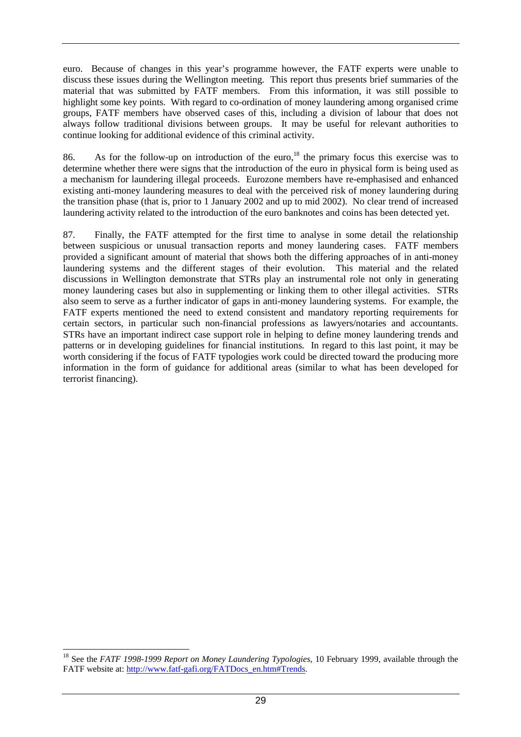euro. Because of changes in this year's programme however, the FATF experts were unable to discuss these issues during the Wellington meeting. This report thus presents brief summaries of the material that was submitted by FATF members. From this information, it was still possible to highlight some key points. With regard to co-ordination of money laundering among organised crime groups, FATF members have observed cases of this, including a division of labour that does not always follow traditional divisions between groups. It may be useful for relevant authorities to continue looking for additional evidence of this criminal activity.

86. As for the follow-up on introduction of the euro,[18] the primary focus this exercise was to determine whether there were signs that the introduction of the euro in physical form is being used as a mechanism for laundering illegal proceeds. Eurozone members have re-emphasised and enhanced existing anti-money laundering measures to deal with the perceived risk of money laundering during the transition phase (that is, prior to 1 January 2002 and up to mid 2002). No clear trend of increased laundering activity related to the introduction of the euro banknotes and coins has been detected yet.

87. Finally, the FATF attempted for the first time to analyse in some detail the relationship between suspicious or unusual transaction reports and money laundering cases. FATF members provided a significant amount of material that shows both the differing approaches of in anti-money laundering systems and the different stages of their evolution. This material and the related discussions in Wellington demonstrate that STRs play an instrumental role not only in generating money laundering cases but also in supplementing or linking them to other illegal activities. STRs also seem to serve as a further indicator of gaps in anti-money laundering systems. For example, the FATF experts mentioned the need to extend consistent and mandatory reporting requirements for certain sectors, in particular such non-financial professions as lawyers/notaries and accountants. STRs have an important indirect case support role in helping to define money laundering trends and patterns or in developing guidelines for financial institutions. In regard to this last point, it may be worth considering if the focus of FATF typologies work could be directed toward the producing more information in the form of guidance for additional areas (similar to what has been developed for terrorist financing).

[18] See the *FATF 1998-1999 Report on Money Laundering Typologies*, 10 February 1999, available through the FATF website at: http://www.fatf-gafi.org/FATDocs_en.htm#Trends.